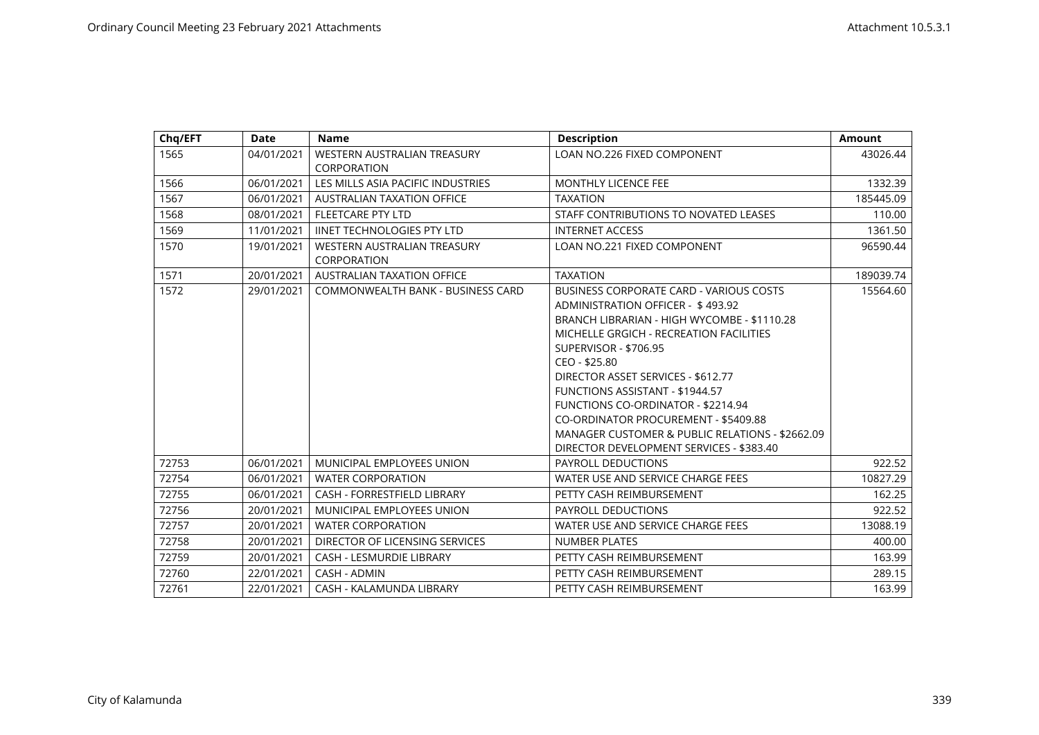| Chq/EFT | Date | Name | Description | Amount |
|---|---|---|---|---|
| 1565 | 04/01/2021 | WESTERN AUSTRALIAN TREASURY CORPORATION | LOAN NO.226 FIXED COMPONENT | 43026.44 |
| 1566 | 06/01/2021 | LES MILLS ASIA PACIFIC INDUSTRIES | MONTHLY LICENCE FEE | 1332.39 |
| 1567 | 06/01/2021 | AUSTRALIAN TAXATION OFFICE | TAXATION | 185445.09 |
| 1568 | 08/01/2021 | FLEETCARE PTY LTD | STAFF CONTRIBUTIONS TO NOVATED LEASES | 110.00 |
| 1569 | 11/01/2021 | IINET TECHNOLOGIES PTY LTD | INTERNET ACCESS | 1361.50 |
| 1570 | 19/01/2021 | WESTERN AUSTRALIAN TREASURY CORPORATION | LOAN NO.221 FIXED COMPONENT | 96590.44 |
| 1571 | 20/01/2021 | AUSTRALIAN TAXATION OFFICE | TAXATION | 189039.74 |
| 1572 | 29/01/2021 | COMMONWEALTH BANK - BUSINESS CARD | BUSINESS CORPORATE CARD - VARIOUS COSTS<br>ADMINISTRATION OFFICER - $ 493.92<br>BRANCH LIBRARIAN - HIGH WYCOMBE - $1110.28<br>MICHELLE GRGICH - RECREATION FACILITIES SUPERVISOR - $706.95<br>CEO - $25.80<br>DIRECTOR ASSET SERVICES - $612.77<br>FUNCTIONS ASSISTANT - $1944.57<br>FUNCTIONS CO-ORDINATOR - $2214.94<br>CO-ORDINATOR PROCUREMENT - $5409.88<br>MANAGER CUSTOMER & PUBLIC RELATIONS - $2662.09<br>DIRECTOR DEVELOPMENT SERVICES - $383.40 | 15564.60 |
| 72753 | 06/01/2021 | MUNICIPAL EMPLOYEES UNION | PAYROLL DEDUCTIONS | 922.52 |
| 72754 | 06/01/2021 | WATER CORPORATION | WATER USE AND SERVICE CHARGE FEES | 10827.29 |
| 72755 | 06/01/2021 | CASH - FORRESTFIELD LIBRARY | PETTY CASH REIMBURSEMENT | 162.25 |
| 72756 | 20/01/2021 | MUNICIPAL EMPLOYEES UNION | PAYROLL DEDUCTIONS | 922.52 |
| 72757 | 20/01/2021 | WATER CORPORATION | WATER USE AND SERVICE CHARGE FEES | 13088.19 |
| 72758 | 20/01/2021 | DIRECTOR OF LICENSING SERVICES | NUMBER PLATES | 400.00 |
| 72759 | 20/01/2021 | CASH - LESMURDIE LIBRARY | PETTY CASH REIMBURSEMENT | 163.99 |
| 72760 | 22/01/2021 | CASH - ADMIN | PETTY CASH REIMBURSEMENT | 289.15 |
| 72761 | 22/01/2021 | CASH - KALAMUNDA LIBRARY | PETTY CASH REIMBURSEMENT | 163.99 |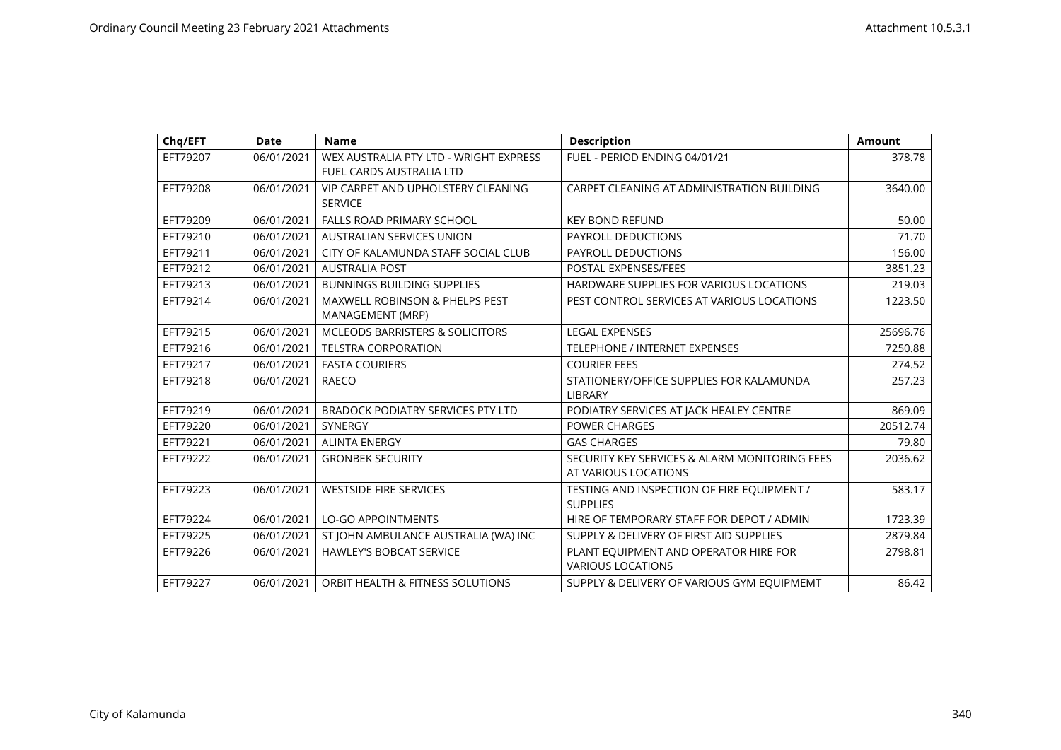| Chq/EFT | Date | Name | Description | Amount |
|---|---|---|---|---|
| EFT79207 | 06/01/2021 | WEX AUSTRALIA PTY LTD - WRIGHT EXPRESS FUEL CARDS AUSTRALIA LTD | FUEL - PERIOD ENDING 04/01/21 | 378.78 |
| EFT79208 | 06/01/2021 | VIP CARPET AND UPHOLSTERY CLEANING SERVICE | CARPET CLEANING AT ADMINISTRATION BUILDING | 3640.00 |
| EFT79209 | 06/01/2021 | FALLS ROAD PRIMARY SCHOOL | KEY BOND REFUND | 50.00 |
| EFT79210 | 06/01/2021 | AUSTRALIAN SERVICES UNION | PAYROLL DEDUCTIONS | 71.70 |
| EFT79211 | 06/01/2021 | CITY OF KALAMUNDA STAFF SOCIAL CLUB | PAYROLL DEDUCTIONS | 156.00 |
| EFT79212 | 06/01/2021 | AUSTRALIA POST | POSTAL EXPENSES/FEES | 3851.23 |
| EFT79213 | 06/01/2021 | BUNNINGS BUILDING SUPPLIES | HARDWARE SUPPLIES FOR VARIOUS LOCATIONS | 219.03 |
| EFT79214 | 06/01/2021 | MAXWELL ROBINSON & PHELPS PEST MANAGEMENT (MRP) | PEST CONTROL SERVICES AT VARIOUS LOCATIONS | 1223.50 |
| EFT79215 | 06/01/2021 | MCLEODS BARRISTERS & SOLICITORS | LEGAL EXPENSES | 25696.76 |
| EFT79216 | 06/01/2021 | TELSTRA CORPORATION | TELEPHONE / INTERNET EXPENSES | 7250.88 |
| EFT79217 | 06/01/2021 | FASTA COURIERS | COURIER FEES | 274.52 |
| EFT79218 | 06/01/2021 | RAECO | STATIONERY/OFFICE SUPPLIES FOR KALAMUNDA LIBRARY | 257.23 |
| EFT79219 | 06/01/2021 | BRADOCK PODIATRY SERVICES PTY LTD | PODIATRY SERVICES AT JACK HEALEY CENTRE | 869.09 |
| EFT79220 | 06/01/2021 | SYNERGY | POWER CHARGES | 20512.74 |
| EFT79221 | 06/01/2021 | ALINTA ENERGY | GAS CHARGES | 79.80 |
| EFT79222 | 06/01/2021 | GRONBEK SECURITY | SECURITY KEY SERVICES & ALARM MONITORING FEES AT VARIOUS LOCATIONS | 2036.62 |
| EFT79223 | 06/01/2021 | WESTSIDE FIRE SERVICES | TESTING AND INSPECTION OF FIRE EQUIPMENT / SUPPLIES | 583.17 |
| EFT79224 | 06/01/2021 | LO-GO APPOINTMENTS | HIRE OF TEMPORARY STAFF FOR DEPOT / ADMIN | 1723.39 |
| EFT79225 | 06/01/2021 | ST JOHN AMBULANCE AUSTRALIA (WA) INC | SUPPLY & DELIVERY OF FIRST AID SUPPLIES | 2879.84 |
| EFT79226 | 06/01/2021 | HAWLEY'S BOBCAT SERVICE | PLANT EQUIPMENT AND OPERATOR HIRE FOR VARIOUS LOCATIONS | 2798.81 |
| EFT79227 | 06/01/2021 | ORBIT HEALTH & FITNESS SOLUTIONS | SUPPLY & DELIVERY OF VARIOUS GYM EQUIPMEMT | 86.42 |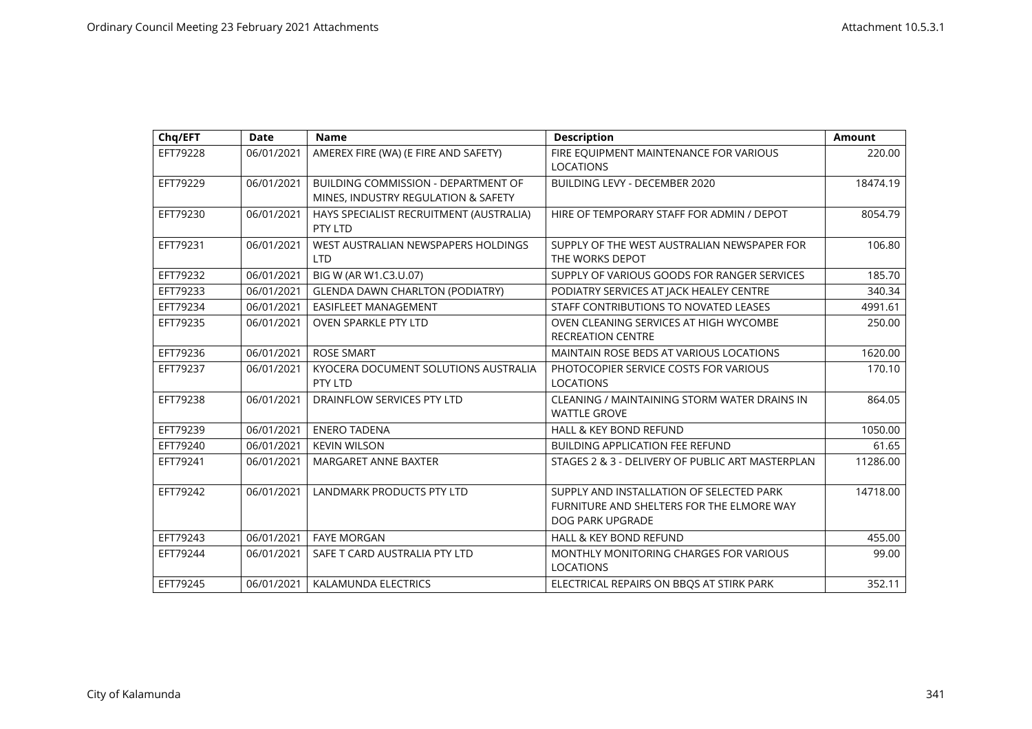| Chq/EFT | Date | Name | Description | Amount |
|---|---|---|---|---|
| EFT79228 | 06/01/2021 | AMEREX FIRE (WA) (E FIRE AND SAFETY) | FIRE EQUIPMENT MAINTENANCE FOR VARIOUS LOCATIONS | 220.00 |
| EFT79229 | 06/01/2021 | BUILDING COMMISSION - DEPARTMENT OF MINES, INDUSTRY REGULATION & SAFETY | BUILDING LEVY - DECEMBER 2020 | 18474.19 |
| EFT79230 | 06/01/2021 | HAYS SPECIALIST RECRUITMENT (AUSTRALIA) PTY LTD | HIRE OF TEMPORARY STAFF FOR ADMIN / DEPOT | 8054.79 |
| EFT79231 | 06/01/2021 | WEST AUSTRALIAN NEWSPAPERS HOLDINGS LTD | SUPPLY OF THE WEST AUSTRALIAN NEWSPAPER FOR THE WORKS DEPOT | 106.80 |
| EFT79232 | 06/01/2021 | BIG W (AR W1.C3.U.07) | SUPPLY OF VARIOUS GOODS FOR RANGER SERVICES | 185.70 |
| EFT79233 | 06/01/2021 | GLENDA DAWN CHARLTON (PODIATRY) | PODIATRY SERVICES AT JACK HEALEY CENTRE | 340.34 |
| EFT79234 | 06/01/2021 | EASIFLEET MANAGEMENT | STAFF CONTRIBUTIONS TO NOVATED LEASES | 4991.61 |
| EFT79235 | 06/01/2021 | OVEN SPARKLE PTY LTD | OVEN CLEANING SERVICES AT HIGH WYCOMBE RECREATION CENTRE | 250.00 |
| EFT79236 | 06/01/2021 | ROSE SMART | MAINTAIN ROSE BEDS AT VARIOUS LOCATIONS | 1620.00 |
| EFT79237 | 06/01/2021 | KYOCERA DOCUMENT SOLUTIONS AUSTRALIA PTY LTD | PHOTOCOPIER SERVICE COSTS FOR VARIOUS LOCATIONS | 170.10 |
| EFT79238 | 06/01/2021 | DRAINFLOW SERVICES PTY LTD | CLEANING / MAINTAINING STORM WATER DRAINS IN WATTLE GROVE | 864.05 |
| EFT79239 | 06/01/2021 | ENERO TADENA | HALL & KEY BOND REFUND | 1050.00 |
| EFT79240 | 06/01/2021 | KEVIN WILSON | BUILDING APPLICATION FEE REFUND | 61.65 |
| EFT79241 | 06/01/2021 | MARGARET ANNE BAXTER | STAGES 2 & 3 - DELIVERY OF PUBLIC ART MASTERPLAN | 11286.00 |
| EFT79242 | 06/01/2021 | LANDMARK PRODUCTS PTY LTD | SUPPLY AND INSTALLATION OF SELECTED PARK FURNITURE AND SHELTERS FOR THE ELMORE WAY DOG PARK UPGRADE | 14718.00 |
| EFT79243 | 06/01/2021 | FAYE MORGAN | HALL & KEY BOND REFUND | 455.00 |
| EFT79244 | 06/01/2021 | SAFE T CARD AUSTRALIA PTY LTD | MONTHLY MONITORING CHARGES FOR VARIOUS LOCATIONS | 99.00 |
| EFT79245 | 06/01/2021 | KALAMUNDA ELECTRICS | ELECTRICAL REPAIRS ON BBQS AT STIRK PARK | 352.11 |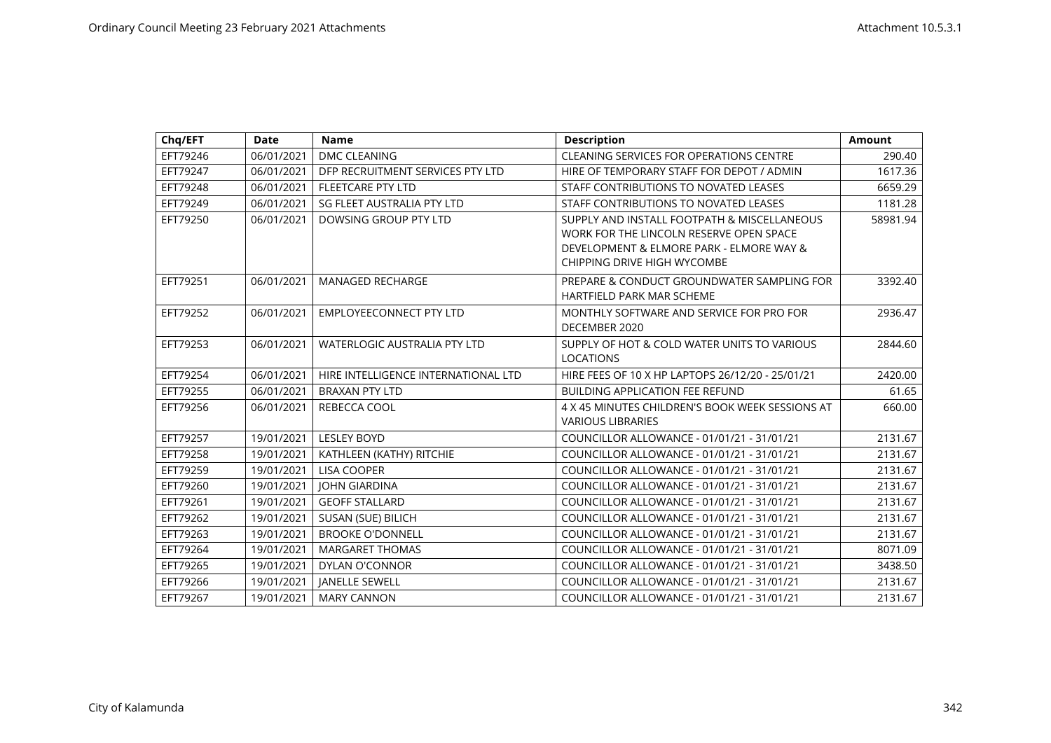| Chq/EFT | Date | Name | Description | Amount |
|---|---|---|---|---|
| EFT79246 | 06/01/2021 | DMC CLEANING | CLEANING SERVICES FOR OPERATIONS CENTRE | 290.40 |
| EFT79247 | 06/01/2021 | DFP RECRUITMENT SERVICES PTY LTD | HIRE OF TEMPORARY STAFF FOR DEPOT / ADMIN | 1617.36 |
| EFT79248 | 06/01/2021 | FLEETCARE PTY LTD | STAFF CONTRIBUTIONS TO NOVATED LEASES | 6659.29 |
| EFT79249 | 06/01/2021 | SG FLEET AUSTRALIA PTY LTD | STAFF CONTRIBUTIONS TO NOVATED LEASES | 1181.28 |
| EFT79250 | 06/01/2021 | DOWSING GROUP PTY LTD | SUPPLY AND INSTALL FOOTPATH & MISCELLANEOUS WORK FOR THE LINCOLN RESERVE OPEN SPACE DEVELOPMENT & ELMORE PARK - ELMORE WAY & CHIPPING DRIVE HIGH WYCOMBE | 58981.94 |
| EFT79251 | 06/01/2021 | MANAGED RECHARGE | PREPARE & CONDUCT GROUNDWATER SAMPLING FOR HARTFIELD PARK MAR SCHEME | 3392.40 |
| EFT79252 | 06/01/2021 | EMPLOYEECONNECT PTY LTD | MONTHLY SOFTWARE AND SERVICE FOR PRO FOR DECEMBER 2020 | 2936.47 |
| EFT79253 | 06/01/2021 | WATERLOGIC AUSTRALIA PTY LTD | SUPPLY OF HOT & COLD WATER UNITS TO VARIOUS LOCATIONS | 2844.60 |
| EFT79254 | 06/01/2021 | HIRE INTELLIGENCE INTERNATIONAL LTD | HIRE FEES OF 10 X HP LAPTOPS 26/12/20 - 25/01/21 | 2420.00 |
| EFT79255 | 06/01/2021 | BRAXAN PTY LTD | BUILDING APPLICATION FEE REFUND | 61.65 |
| EFT79256 | 06/01/2021 | REBECCA COOL | 4 X 45 MINUTES CHILDREN'S BOOK WEEK SESSIONS AT VARIOUS LIBRARIES | 660.00 |
| EFT79257 | 19/01/2021 | LESLEY BOYD | COUNCILLOR ALLOWANCE - 01/01/21 - 31/01/21 | 2131.67 |
| EFT79258 | 19/01/2021 | KATHLEEN (KATHY) RITCHIE | COUNCILLOR ALLOWANCE - 01/01/21 - 31/01/21 | 2131.67 |
| EFT79259 | 19/01/2021 | LISA COOPER | COUNCILLOR ALLOWANCE - 01/01/21 - 31/01/21 | 2131.67 |
| EFT79260 | 19/01/2021 | JOHN GIARDINA | COUNCILLOR ALLOWANCE - 01/01/21 - 31/01/21 | 2131.67 |
| EFT79261 | 19/01/2021 | GEOFF STALLARD | COUNCILLOR ALLOWANCE - 01/01/21 - 31/01/21 | 2131.67 |
| EFT79262 | 19/01/2021 | SUSAN (SUE) BILICH | COUNCILLOR ALLOWANCE - 01/01/21 - 31/01/21 | 2131.67 |
| EFT79263 | 19/01/2021 | BROOKE O'DONNELL | COUNCILLOR ALLOWANCE - 01/01/21 - 31/01/21 | 2131.67 |
| EFT79264 | 19/01/2021 | MARGARET THOMAS | COUNCILLOR ALLOWANCE - 01/01/21 - 31/01/21 | 8071.09 |
| EFT79265 | 19/01/2021 | DYLAN O'CONNOR | COUNCILLOR ALLOWANCE - 01/01/21 - 31/01/21 | 3438.50 |
| EFT79266 | 19/01/2021 | JANELLE SEWELL | COUNCILLOR ALLOWANCE - 01/01/21 - 31/01/21 | 2131.67 |
| EFT79267 | 19/01/2021 | MARY CANNON | COUNCILLOR ALLOWANCE - 01/01/21 - 31/01/21 | 2131.67 |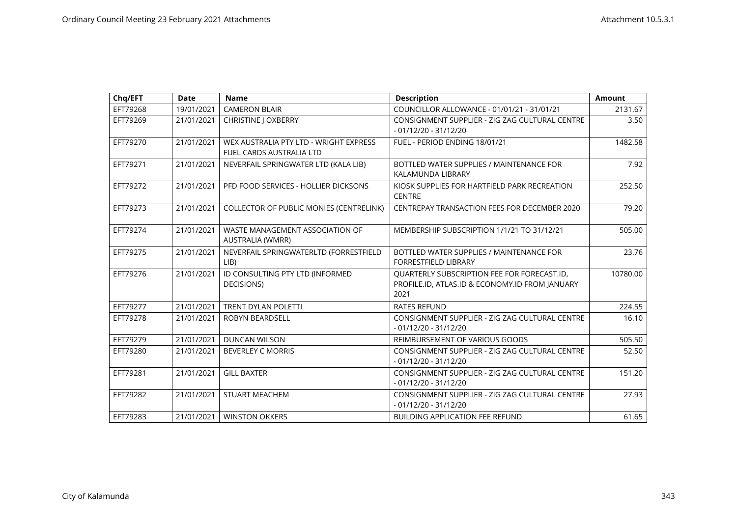| Chq/EFT | Date | Name | Description | Amount |
|---|---|---|---|---|
| EFT79268 | 19/01/2021 | CAMERON BLAIR | COUNCILLOR ALLOWANCE - 01/01/21 - 31/01/21 | 2131.67 |
| EFT79269 | 21/01/2021 | CHRISTINE J OXBERRY | CONSIGNMENT SUPPLIER - ZIG ZAG CULTURAL CENTRE - 01/12/20 - 31/12/20 | 3.50 |
| EFT79270 | 21/01/2021 | WEX AUSTRALIA PTY LTD - WRIGHT EXPRESS FUEL CARDS AUSTRALIA LTD | FUEL - PERIOD ENDING 18/01/21 | 1482.58 |
| EFT79271 | 21/01/2021 | NEVERFAIL SPRINGWATER LTD (KALA LIB) | BOTTLED WATER SUPPLIES / MAINTENANCE FOR KALAMUNDA LIBRARY | 7.92 |
| EFT79272 | 21/01/2021 | PFD FOOD SERVICES - HOLLIER DICKSONS | KIOSK SUPPLIES FOR HARTFIELD PARK RECREATION CENTRE | 252.50 |
| EFT79273 | 21/01/2021 | COLLECTOR OF PUBLIC MONIES (CENTRELINK) | CENTREPAY TRANSACTION FEES FOR DECEMBER 2020 | 79.20 |
| EFT79274 | 21/01/2021 | WASTE MANAGEMENT ASSOCIATION OF AUSTRALIA (WMRR) | MEMBERSHIP SUBSCRIPTION 1/1/21 TO 31/12/21 | 505.00 |
| EFT79275 | 21/01/2021 | NEVERFAIL SPRINGWATERLTD (FORRESTFIELD LIB) | BOTTLED WATER SUPPLIES / MAINTENANCE FOR FORRESTFIELD LIBRARY | 23.76 |
| EFT79276 | 21/01/2021 | ID CONSULTING PTY LTD (INFORMED DECISIONS) | QUARTERLY SUBSCRIPTION FEE FOR FORECAST.ID, PROFILE.ID, ATLAS.ID & ECONOMY.ID FROM JANUARY 2021 | 10780.00 |
| EFT79277 | 21/01/2021 | TRENT DYLAN POLETTI | RATES REFUND | 224.55 |
| EFT79278 | 21/01/2021 | ROBYN BEARDSELL | CONSIGNMENT SUPPLIER - ZIG ZAG CULTURAL CENTRE - 01/12/20 - 31/12/20 | 16.10 |
| EFT79279 | 21/01/2021 | DUNCAN WILSON | REIMBURSEMENT OF VARIOUS GOODS | 505.50 |
| EFT79280 | 21/01/2021 | BEVERLEY C MORRIS | CONSIGNMENT SUPPLIER - ZIG ZAG CULTURAL CENTRE - 01/12/20 - 31/12/20 | 52.50 |
| EFT79281 | 21/01/2021 | GILL BAXTER | CONSIGNMENT SUPPLIER - ZIG ZAG CULTURAL CENTRE - 01/12/20 - 31/12/20 | 151.20 |
| EFT79282 | 21/01/2021 | STUART MEACHEM | CONSIGNMENT SUPPLIER - ZIG ZAG CULTURAL CENTRE - 01/12/20 - 31/12/20 | 27.93 |
| EFT79283 | 21/01/2021 | WINSTON OKKERS | BUILDING APPLICATION FEE REFUND | 61.65 |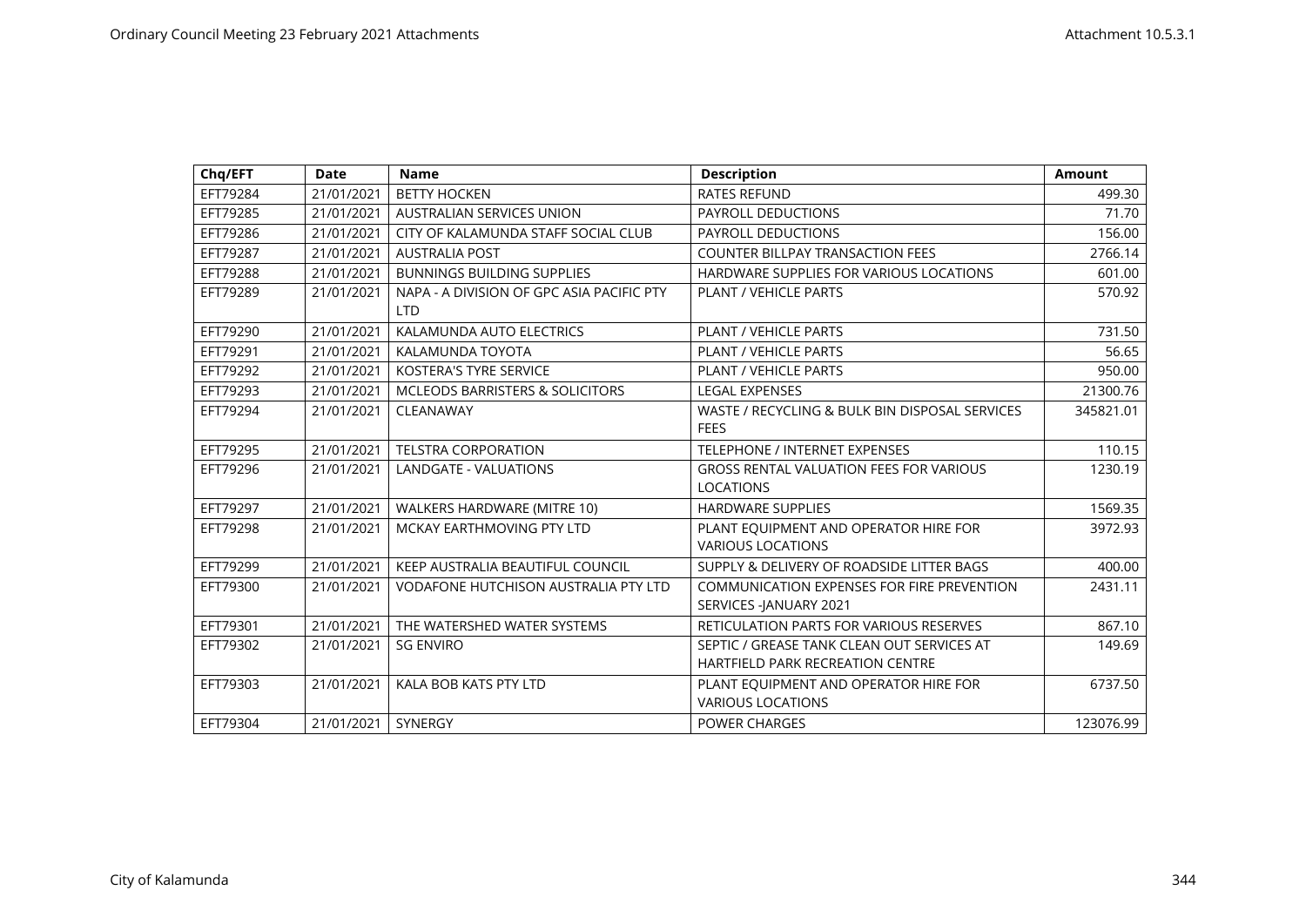| Chq/EFT | Date | Name | Description | Amount |
|---|---|---|---|---|
| EFT79284 | 21/01/2021 | BETTY HOCKEN | RATES REFUND | 499.30 |
| EFT79285 | 21/01/2021 | AUSTRALIAN SERVICES UNION | PAYROLL DEDUCTIONS | 71.70 |
| EFT79286 | 21/01/2021 | CITY OF KALAMUNDA STAFF SOCIAL CLUB | PAYROLL DEDUCTIONS | 156.00 |
| EFT79287 | 21/01/2021 | AUSTRALIA POST | COUNTER BILLPAY TRANSACTION FEES | 2766.14 |
| EFT79288 | 21/01/2021 | BUNNINGS BUILDING SUPPLIES | HARDWARE SUPPLIES FOR VARIOUS LOCATIONS | 601.00 |
| EFT79289 | 21/01/2021 | NAPA - A DIVISION OF GPC ASIA PACIFIC PTY LTD | PLANT / VEHICLE PARTS | 570.92 |
| EFT79290 | 21/01/2021 | KALAMUNDA AUTO ELECTRICS | PLANT / VEHICLE PARTS | 731.50 |
| EFT79291 | 21/01/2021 | KALAMUNDA TOYOTA | PLANT / VEHICLE PARTS | 56.65 |
| EFT79292 | 21/01/2021 | KOSTERA'S TYRE SERVICE | PLANT / VEHICLE PARTS | 950.00 |
| EFT79293 | 21/01/2021 | MCLEODS BARRISTERS & SOLICITORS | LEGAL EXPENSES | 21300.76 |
| EFT79294 | 21/01/2021 | CLEANAWAY | WASTE / RECYCLING & BULK BIN DISPOSAL SERVICES FEES | 345821.01 |
| EFT79295 | 21/01/2021 | TELSTRA CORPORATION | TELEPHONE / INTERNET EXPENSES | 110.15 |
| EFT79296 | 21/01/2021 | LANDGATE - VALUATIONS | GROSS RENTAL VALUATION FEES FOR VARIOUS LOCATIONS | 1230.19 |
| EFT79297 | 21/01/2021 | WALKERS HARDWARE (MITRE 10) | HARDWARE SUPPLIES | 1569.35 |
| EFT79298 | 21/01/2021 | MCKAY EARTHMOVING PTY LTD | PLANT EQUIPMENT AND OPERATOR HIRE FOR VARIOUS LOCATIONS | 3972.93 |
| EFT79299 | 21/01/2021 | KEEP AUSTRALIA BEAUTIFUL COUNCIL | SUPPLY & DELIVERY OF ROADSIDE LITTER BAGS | 400.00 |
| EFT79300 | 21/01/2021 | VODAFONE HUTCHISON AUSTRALIA PTY LTD | COMMUNICATION EXPENSES FOR FIRE PREVENTION SERVICES -JANUARY 2021 | 2431.11 |
| EFT79301 | 21/01/2021 | THE WATERSHED WATER SYSTEMS | RETICULATION PARTS FOR VARIOUS RESERVES | 867.10 |
| EFT79302 | 21/01/2021 | SG ENVIRO | SEPTIC / GREASE TANK CLEAN OUT SERVICES AT HARTFIELD PARK RECREATION CENTRE | 149.69 |
| EFT79303 | 21/01/2021 | KALA BOB KATS PTY LTD | PLANT EQUIPMENT AND OPERATOR HIRE FOR VARIOUS LOCATIONS | 6737.50 |
| EFT79304 | 21/01/2021 | SYNERGY | POWER CHARGES | 123076.99 |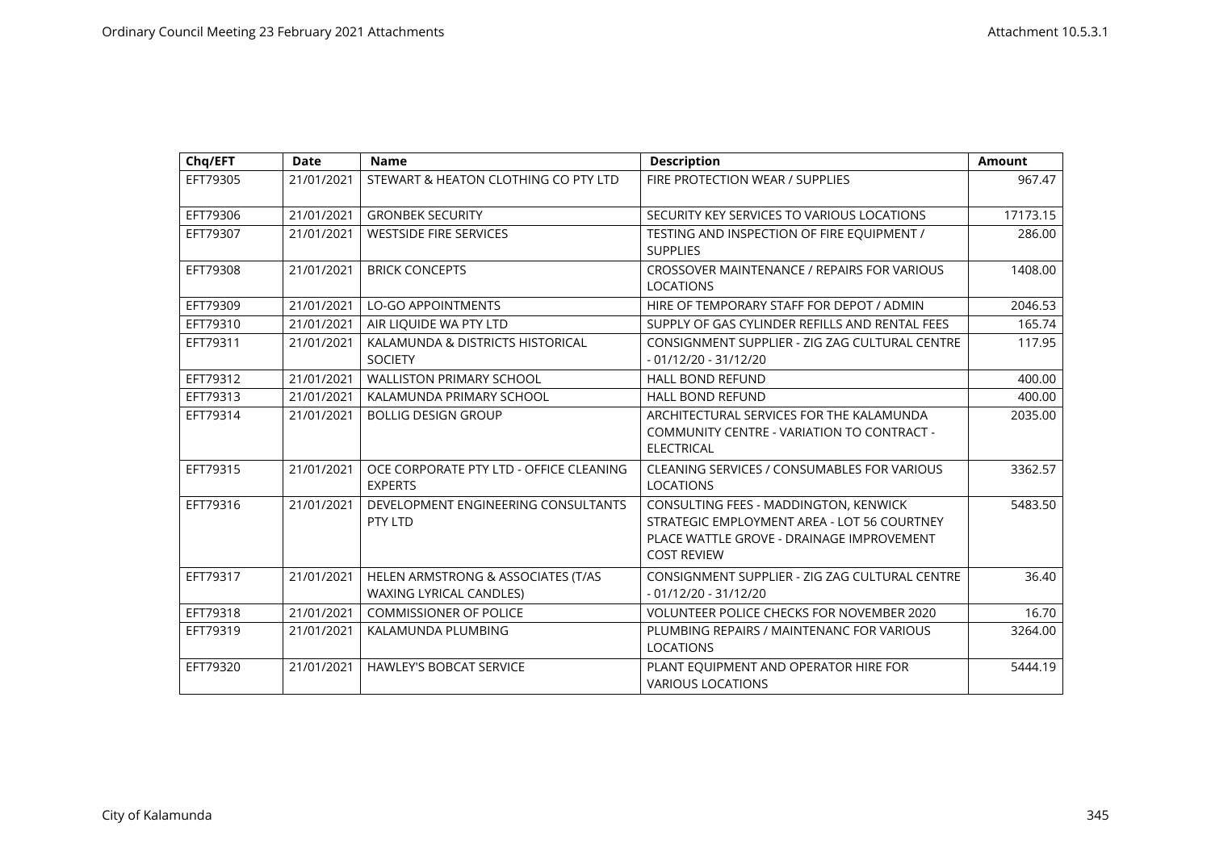| Chq/EFT | Date | Name | Description | Amount |
|---|---|---|---|---|
| EFT79305 | 21/01/2021 | STEWART & HEATON CLOTHING CO PTY LTD | FIRE PROTECTION WEAR / SUPPLIES | 967.47 |
| EFT79306 | 21/01/2021 | GRONBEK SECURITY | SECURITY KEY SERVICES TO VARIOUS LOCATIONS | 17173.15 |
| EFT79307 | 21/01/2021 | WESTSIDE FIRE SERVICES | TESTING AND INSPECTION OF FIRE EQUIPMENT / SUPPLIES | 286.00 |
| EFT79308 | 21/01/2021 | BRICK CONCEPTS | CROSSOVER MAINTENANCE / REPAIRS FOR VARIOUS LOCATIONS | 1408.00 |
| EFT79309 | 21/01/2021 | LO-GO APPOINTMENTS | HIRE OF TEMPORARY STAFF FOR DEPOT / ADMIN | 2046.53 |
| EFT79310 | 21/01/2021 | AIR LIQUIDE WA PTY LTD | SUPPLY OF GAS CYLINDER REFILLS AND RENTAL FEES | 165.74 |
| EFT79311 | 21/01/2021 | KALAMUNDA & DISTRICTS HISTORICAL SOCIETY | CONSIGNMENT SUPPLIER - ZIG ZAG CULTURAL CENTRE - 01/12/20 - 31/12/20 | 117.95 |
| EFT79312 | 21/01/2021 | WALLISTON PRIMARY SCHOOL | HALL BOND REFUND | 400.00 |
| EFT79313 | 21/01/2021 | KALAMUNDA PRIMARY SCHOOL | HALL BOND REFUND | 400.00 |
| EFT79314 | 21/01/2021 | BOLLIG DESIGN GROUP | ARCHITECTURAL SERVICES FOR THE KALAMUNDA COMMUNITY CENTRE - VARIATION TO CONTRACT - ELECTRICAL | 2035.00 |
| EFT79315 | 21/01/2021 | OCE CORPORATE PTY LTD - OFFICE CLEANING EXPERTS | CLEANING SERVICES / CONSUMABLES FOR VARIOUS LOCATIONS | 3362.57 |
| EFT79316 | 21/01/2021 | DEVELOPMENT ENGINEERING CONSULTANTS PTY LTD | CONSULTING FEES - MADDINGTON, KENWICK STRATEGIC EMPLOYMENT AREA - LOT 56 COURTNEY PLACE WATTLE GROVE - DRAINAGE IMPROVEMENT COST REVIEW | 5483.50 |
| EFT79317 | 21/01/2021 | HELEN ARMSTRONG & ASSOCIATES (T/AS WAXING LYRICAL CANDLES) | CONSIGNMENT SUPPLIER - ZIG ZAG CULTURAL CENTRE - 01/12/20 - 31/12/20 | 36.40 |
| EFT79318 | 21/01/2021 | COMMISSIONER OF POLICE | VOLUNTEER POLICE CHECKS FOR NOVEMBER 2020 | 16.70 |
| EFT79319 | 21/01/2021 | KALAMUNDA PLUMBING | PLUMBING REPAIRS / MAINTENANC FOR VARIOUS LOCATIONS | 3264.00 |
| EFT79320 | 21/01/2021 | HAWLEY'S BOBCAT SERVICE | PLANT EQUIPMENT AND OPERATOR HIRE FOR VARIOUS LOCATIONS | 5444.19 |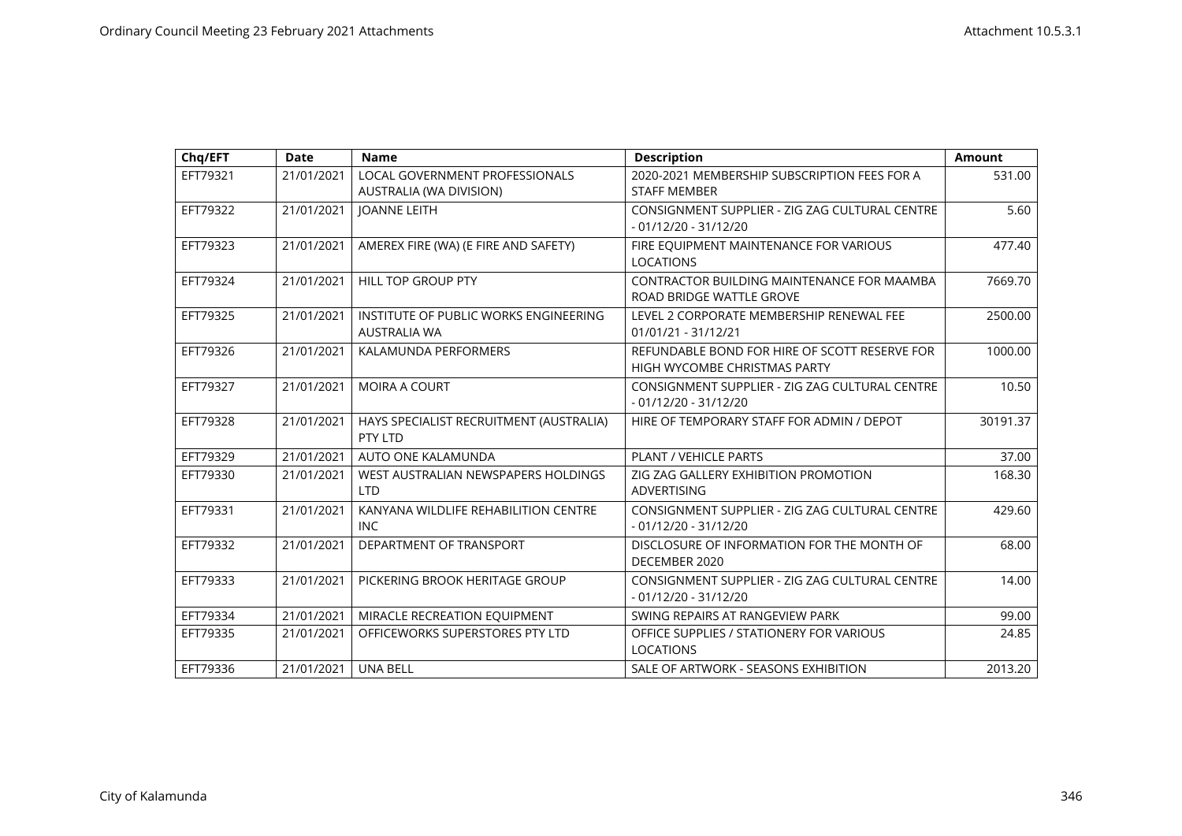| Chq/EFT | Date | Name | Description | Amount |
|---|---|---|---|---|
| EFT79321 | 21/01/2021 | LOCAL GOVERNMENT PROFESSIONALS AUSTRALIA (WA DIVISION) | 2020-2021 MEMBERSHIP SUBSCRIPTION FEES FOR A STAFF MEMBER | 531.00 |
| EFT79322 | 21/01/2021 | JOANNE LEITH | CONSIGNMENT SUPPLIER - ZIG ZAG CULTURAL CENTRE - 01/12/20 - 31/12/20 | 5.60 |
| EFT79323 | 21/01/2021 | AMEREX FIRE (WA) (E FIRE AND SAFETY) | FIRE EQUIPMENT MAINTENANCE FOR VARIOUS LOCATIONS | 477.40 |
| EFT79324 | 21/01/2021 | HILL TOP GROUP PTY | CONTRACTOR BUILDING MAINTENANCE FOR MAAMBA ROAD BRIDGE WATTLE GROVE | 7669.70 |
| EFT79325 | 21/01/2021 | INSTITUTE OF PUBLIC WORKS ENGINEERING AUSTRALIA WA | LEVEL 2 CORPORATE MEMBERSHIP RENEWAL FEE 01/01/21 - 31/12/21 | 2500.00 |
| EFT79326 | 21/01/2021 | KALAMUNDA PERFORMERS | REFUNDABLE BOND FOR HIRE OF SCOTT RESERVE FOR HIGH WYCOMBE CHRISTMAS PARTY | 1000.00 |
| EFT79327 | 21/01/2021 | MOIRA A COURT | CONSIGNMENT SUPPLIER - ZIG ZAG CULTURAL CENTRE - 01/12/20 - 31/12/20 | 10.50 |
| EFT79328 | 21/01/2021 | HAYS SPECIALIST RECRUITMENT (AUSTRALIA) PTY LTD | HIRE OF TEMPORARY STAFF FOR ADMIN / DEPOT | 30191.37 |
| EFT79329 | 21/01/2021 | AUTO ONE KALAMUNDA | PLANT / VEHICLE PARTS | 37.00 |
| EFT79330 | 21/01/2021 | WEST AUSTRALIAN NEWSPAPERS HOLDINGS LTD | ZIG ZAG GALLERY EXHIBITION PROMOTION ADVERTISING | 168.30 |
| EFT79331 | 21/01/2021 | KANYANA WILDLIFE REHABILITION CENTRE INC | CONSIGNMENT SUPPLIER - ZIG ZAG CULTURAL CENTRE - 01/12/20 - 31/12/20 | 429.60 |
| EFT79332 | 21/01/2021 | DEPARTMENT OF TRANSPORT | DISCLOSURE OF INFORMATION FOR THE MONTH OF DECEMBER 2020 | 68.00 |
| EFT79333 | 21/01/2021 | PICKERING BROOK HERITAGE GROUP | CONSIGNMENT SUPPLIER - ZIG ZAG CULTURAL CENTRE - 01/12/20 - 31/12/20 | 14.00 |
| EFT79334 | 21/01/2021 | MIRACLE RECREATION EQUIPMENT | SWING REPAIRS AT RANGEVIEW PARK | 99.00 |
| EFT79335 | 21/01/2021 | OFFICEWORKS SUPERSTORES PTY LTD | OFFICE SUPPLIES / STATIONERY FOR VARIOUS LOCATIONS | 24.85 |
| EFT79336 | 21/01/2021 | UNA BELL | SALE OF ARTWORK - SEASONS EXHIBITION | 2013.20 |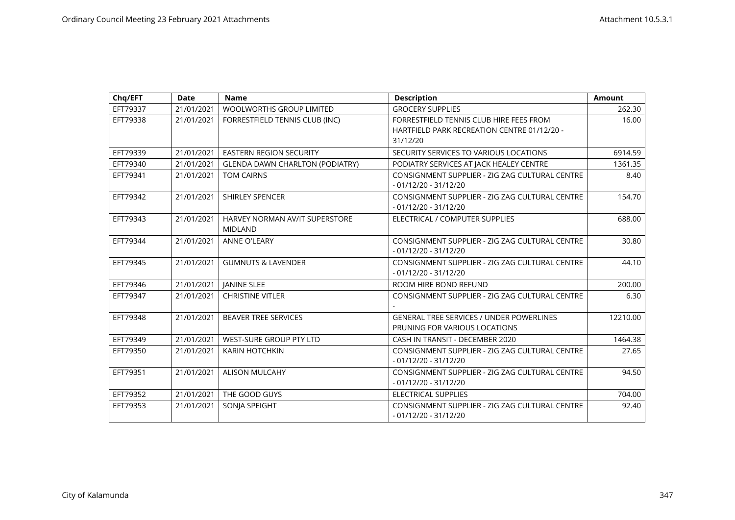| Chq/EFT | Date | Name | Description | Amount |
|---|---|---|---|---|
| EFT79337 | 21/01/2021 | WOOLWORTHS GROUP LIMITED | GROCERY SUPPLIES | 262.30 |
| EFT79338 | 21/01/2021 | FORRESTFIELD TENNIS CLUB (INC) | FORRESTFIELD TENNIS CLUB HIRE FEES FROM HARTFIELD PARK RECREATION CENTRE 01/12/20 - 31/12/20 | 16.00 |
| EFT79339 | 21/01/2021 | EASTERN REGION SECURITY | SECURITY SERVICES TO VARIOUS LOCATIONS | 6914.59 |
| EFT79340 | 21/01/2021 | GLENDA DAWN CHARLTON (PODIATRY) | PODIATRY SERVICES AT JACK HEALEY CENTRE | 1361.35 |
| EFT79341 | 21/01/2021 | TOM CAIRNS | CONSIGNMENT SUPPLIER - ZIG ZAG CULTURAL CENTRE - 01/12/20 - 31/12/20 | 8.40 |
| EFT79342 | 21/01/2021 | SHIRLEY SPENCER | CONSIGNMENT SUPPLIER - ZIG ZAG CULTURAL CENTRE - 01/12/20 - 31/12/20 | 154.70 |
| EFT79343 | 21/01/2021 | HARVEY NORMAN AV/IT SUPERSTORE MIDLAND | ELECTRICAL / COMPUTER SUPPLIES | 688.00 |
| EFT79344 | 21/01/2021 | ANNE O'LEARY | CONSIGNMENT SUPPLIER - ZIG ZAG CULTURAL CENTRE - 01/12/20 - 31/12/20 | 30.80 |
| EFT79345 | 21/01/2021 | GUMNUTS & LAVENDER | CONSIGNMENT SUPPLIER - ZIG ZAG CULTURAL CENTRE - 01/12/20 - 31/12/20 | 44.10 |
| EFT79346 | 21/01/2021 | JANINE SLEE | ROOM HIRE BOND REFUND | 200.00 |
| EFT79347 | 21/01/2021 | CHRISTINE VITLER | CONSIGNMENT SUPPLIER - ZIG ZAG CULTURAL CENTRE - | 6.30 |
| EFT79348 | 21/01/2021 | BEAVER TREE SERVICES | GENERAL TREE SERVICES / UNDER POWERLINES PRUNING FOR VARIOUS LOCATIONS | 12210.00 |
| EFT79349 | 21/01/2021 | WEST-SURE GROUP PTY LTD | CASH IN TRANSIT - DECEMBER 2020 | 1464.38 |
| EFT79350 | 21/01/2021 | KARIN HOTCHKIN | CONSIGNMENT SUPPLIER - ZIG ZAG CULTURAL CENTRE - 01/12/20 - 31/12/20 | 27.65 |
| EFT79351 | 21/01/2021 | ALISON MULCAHY | CONSIGNMENT SUPPLIER - ZIG ZAG CULTURAL CENTRE - 01/12/20 - 31/12/20 | 94.50 |
| EFT79352 | 21/01/2021 | THE GOOD GUYS | ELECTRICAL SUPPLIES | 704.00 |
| EFT79353 | 21/01/2021 | SONJA SPEIGHT | CONSIGNMENT SUPPLIER - ZIG ZAG CULTURAL CENTRE - 01/12/20 - 31/12/20 | 92.40 |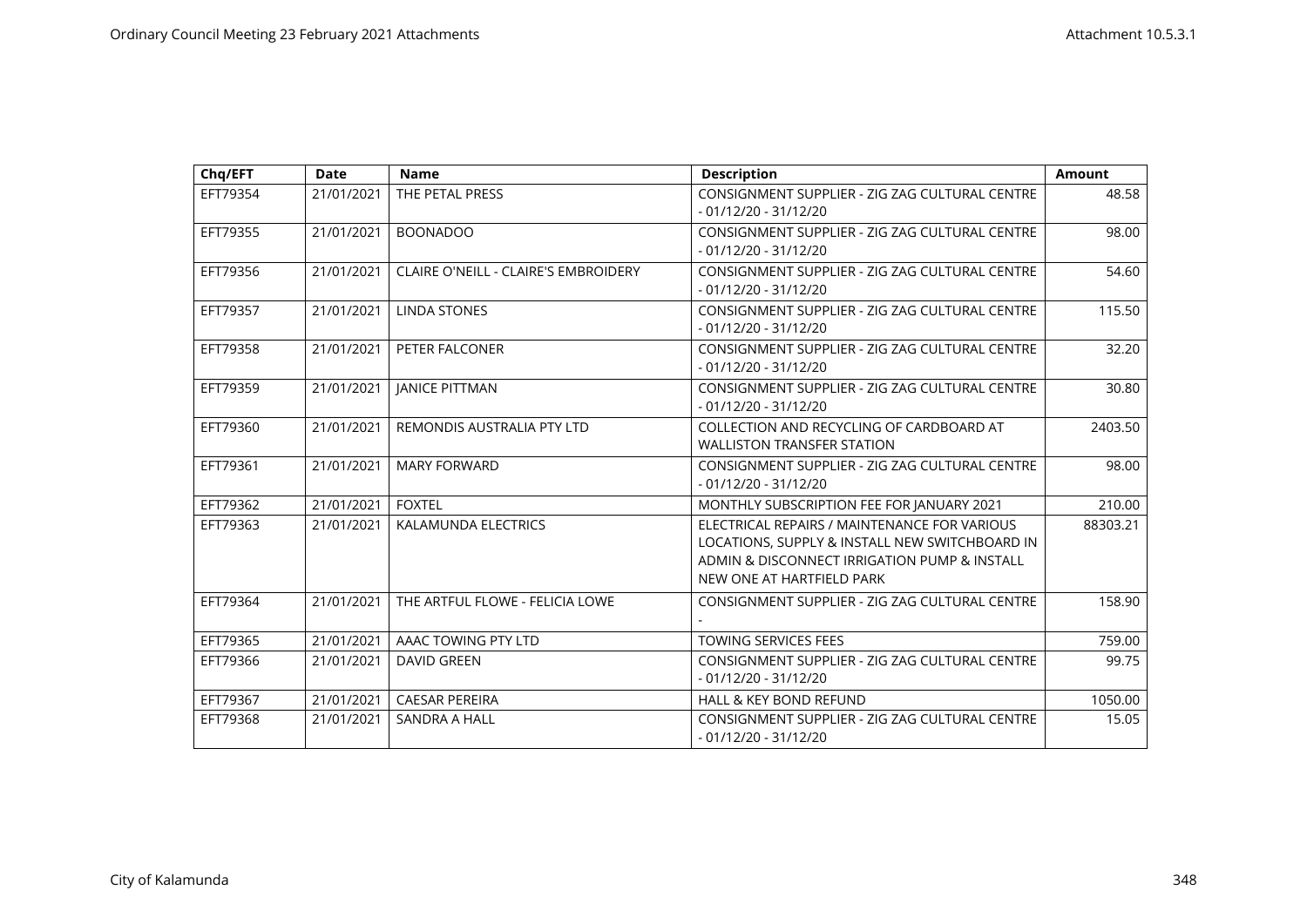| Chq/EFT | Date | Name | Description | Amount |
|---|---|---|---|---|
| EFT79354 | 21/01/2021 | THE PETAL PRESS | CONSIGNMENT SUPPLIER - ZIG ZAG CULTURAL CENTRE - 01/12/20 - 31/12/20 | 48.58 |
| EFT79355 | 21/01/2021 | BOONADOO | CONSIGNMENT SUPPLIER - ZIG ZAG CULTURAL CENTRE - 01/12/20 - 31/12/20 | 98.00 |
| EFT79356 | 21/01/2021 | CLAIRE O'NEILL - CLAIRE'S EMBROIDERY | CONSIGNMENT SUPPLIER - ZIG ZAG CULTURAL CENTRE - 01/12/20 - 31/12/20 | 54.60 |
| EFT79357 | 21/01/2021 | LINDA STONES | CONSIGNMENT SUPPLIER - ZIG ZAG CULTURAL CENTRE - 01/12/20 - 31/12/20 | 115.50 |
| EFT79358 | 21/01/2021 | PETER FALCONER | CONSIGNMENT SUPPLIER - ZIG ZAG CULTURAL CENTRE - 01/12/20 - 31/12/20 | 32.20 |
| EFT79359 | 21/01/2021 | JANICE PITTMAN | CONSIGNMENT SUPPLIER - ZIG ZAG CULTURAL CENTRE - 01/12/20 - 31/12/20 | 30.80 |
| EFT79360 | 21/01/2021 | REMONDIS AUSTRALIA PTY LTD | COLLECTION AND RECYCLING OF CARDBOARD AT WALLISTON TRANSFER STATION | 2403.50 |
| EFT79361 | 21/01/2021 | MARY FORWARD | CONSIGNMENT SUPPLIER - ZIG ZAG CULTURAL CENTRE - 01/12/20 - 31/12/20 | 98.00 |
| EFT79362 | 21/01/2021 | FOXTEL | MONTHLY SUBSCRIPTION FEE FOR JANUARY 2021 | 210.00 |
| EFT79363 | 21/01/2021 | KALAMUNDA ELECTRICS | ELECTRICAL REPAIRS / MAINTENANCE FOR VARIOUS LOCATIONS, SUPPLY & INSTALL NEW SWITCHBOARD IN ADMIN & DISCONNECT IRRIGATION PUMP & INSTALL NEW ONE AT HARTFIELD PARK | 88303.21 |
| EFT79364 | 21/01/2021 | THE ARTFUL FLOWE - FELICIA LOWE | CONSIGNMENT SUPPLIER - ZIG ZAG CULTURAL CENTRE - | 158.90 |
| EFT79365 | 21/01/2021 | AAAC TOWING PTY LTD | TOWING SERVICES FEES | 759.00 |
| EFT79366 | 21/01/2021 | DAVID GREEN | CONSIGNMENT SUPPLIER - ZIG ZAG CULTURAL CENTRE - 01/12/20 - 31/12/20 | 99.75 |
| EFT79367 | 21/01/2021 | CAESAR PEREIRA | HALL & KEY BOND REFUND | 1050.00 |
| EFT79368 | 21/01/2021 | SANDRA A HALL | CONSIGNMENT SUPPLIER - ZIG ZAG CULTURAL CENTRE - 01/12/20 - 31/12/20 | 15.05 |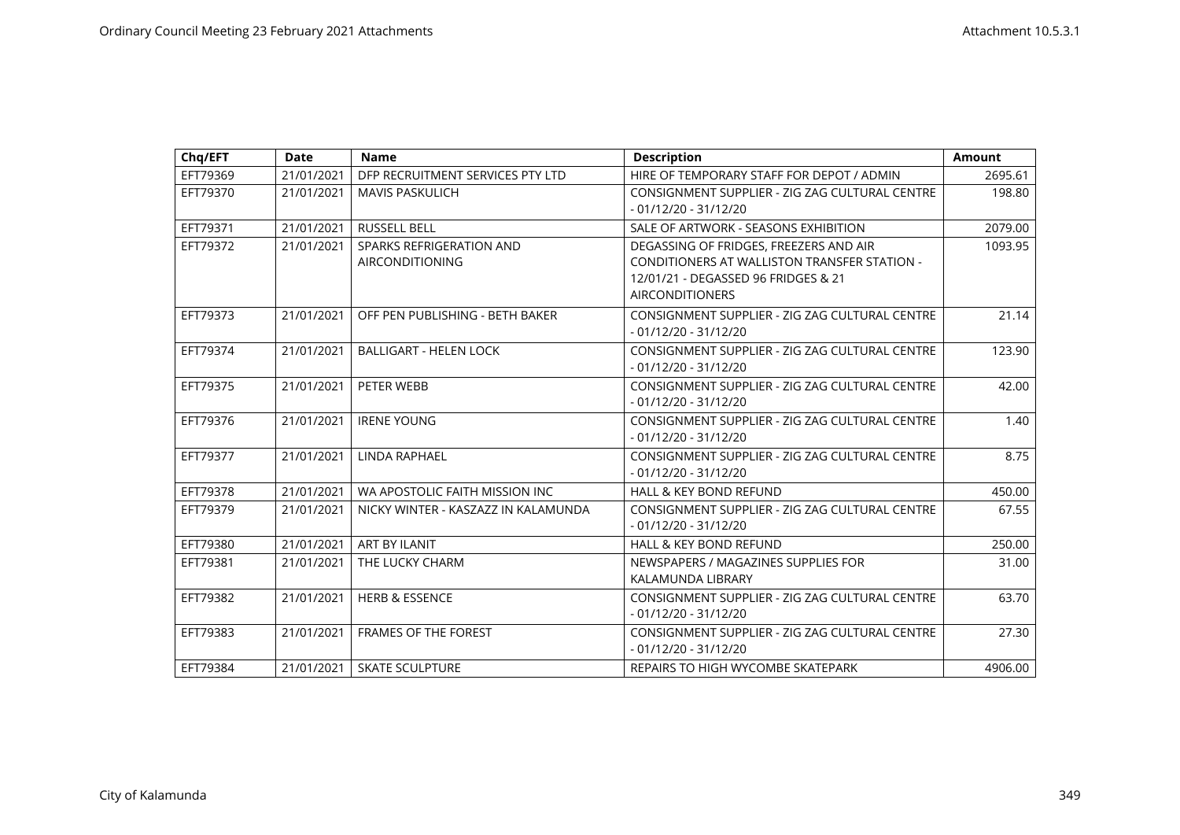| Chq/EFT | Date | Name | Description | Amount |
|---|---|---|---|---|
| EFT79369 | 21/01/2021 | DFP RECRUITMENT SERVICES PTY LTD | HIRE OF TEMPORARY STAFF FOR DEPOT / ADMIN | 2695.61 |
| EFT79370 | 21/01/2021 | MAVIS PASKULICH | CONSIGNMENT SUPPLIER - ZIG ZAG CULTURAL CENTRE - 01/12/20 - 31/12/20 | 198.80 |
| EFT79371 | 21/01/2021 | RUSSELL BELL | SALE OF ARTWORK - SEASONS EXHIBITION | 2079.00 |
| EFT79372 | 21/01/2021 | SPARKS REFRIGERATION AND AIRCONDITIONING | DEGASSING OF FRIDGES, FREEZERS AND AIR CONDITIONERS AT WALLISTON TRANSFER STATION - 12/01/21 - DEGASSED 96 FRIDGES & 21 AIRCONDITIONERS | 1093.95 |
| EFT79373 | 21/01/2021 | OFF PEN PUBLISHING - BETH BAKER | CONSIGNMENT SUPPLIER - ZIG ZAG CULTURAL CENTRE - 01/12/20 - 31/12/20 | 21.14 |
| EFT79374 | 21/01/2021 | BALLIGART - HELEN LOCK | CONSIGNMENT SUPPLIER - ZIG ZAG CULTURAL CENTRE - 01/12/20 - 31/12/20 | 123.90 |
| EFT79375 | 21/01/2021 | PETER WEBB | CONSIGNMENT SUPPLIER - ZIG ZAG CULTURAL CENTRE - 01/12/20 - 31/12/20 | 42.00 |
| EFT79376 | 21/01/2021 | IRENE YOUNG | CONSIGNMENT SUPPLIER - ZIG ZAG CULTURAL CENTRE - 01/12/20 - 31/12/20 | 1.40 |
| EFT79377 | 21/01/2021 | LINDA RAPHAEL | CONSIGNMENT SUPPLIER - ZIG ZAG CULTURAL CENTRE - 01/12/20 - 31/12/20 | 8.75 |
| EFT79378 | 21/01/2021 | WA APOSTOLIC FAITH MISSION INC | HALL & KEY BOND REFUND | 450.00 |
| EFT79379 | 21/01/2021 | NICKY WINTER - KASZAZZ IN KALAMUNDA | CONSIGNMENT SUPPLIER - ZIG ZAG CULTURAL CENTRE - 01/12/20 - 31/12/20 | 67.55 |
| EFT79380 | 21/01/2021 | ART BY ILANIT | HALL & KEY BOND REFUND | 250.00 |
| EFT79381 | 21/01/2021 | THE LUCKY CHARM | NEWSPAPERS / MAGAZINES SUPPLIES FOR KALAMUNDA LIBRARY | 31.00 |
| EFT79382 | 21/01/2021 | HERB & ESSENCE | CONSIGNMENT SUPPLIER - ZIG ZAG CULTURAL CENTRE - 01/12/20 - 31/12/20 | 63.70 |
| EFT79383 | 21/01/2021 | FRAMES OF THE FOREST | CONSIGNMENT SUPPLIER - ZIG ZAG CULTURAL CENTRE - 01/12/20 - 31/12/20 | 27.30 |
| EFT79384 | 21/01/2021 | SKATE SCULPTURE | REPAIRS TO HIGH WYCOMBE SKATEPARK | 4906.00 |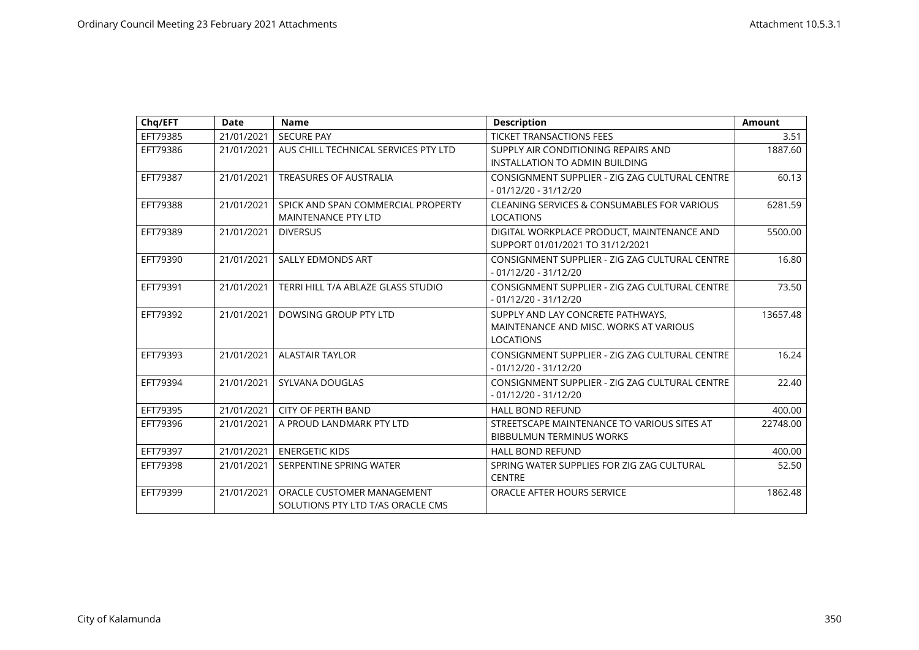| Chq/EFT | Date | Name | Description | Amount |
|---|---|---|---|---|
| EFT79385 | 21/01/2021 | SECURE PAY | TICKET TRANSACTIONS FEES | 3.51 |
| EFT79386 | 21/01/2021 | AUS CHILL TECHNICAL SERVICES PTY LTD | SUPPLY AIR CONDITIONING REPAIRS AND INSTALLATION TO ADMIN BUILDING | 1887.60 |
| EFT79387 | 21/01/2021 | TREASURES OF AUSTRALIA | CONSIGNMENT SUPPLIER - ZIG ZAG CULTURAL CENTRE - 01/12/20 - 31/12/20 | 60.13 |
| EFT79388 | 21/01/2021 | SPICK AND SPAN COMMERCIAL PROPERTY MAINTENANCE PTY LTD | CLEANING SERVICES & CONSUMABLES FOR VARIOUS LOCATIONS | 6281.59 |
| EFT79389 | 21/01/2021 | DIVERSUS | DIGITAL WORKPLACE PRODUCT, MAINTENANCE AND SUPPORT 01/01/2021 TO 31/12/2021 | 5500.00 |
| EFT79390 | 21/01/2021 | SALLY EDMONDS ART | CONSIGNMENT SUPPLIER - ZIG ZAG CULTURAL CENTRE - 01/12/20 - 31/12/20 | 16.80 |
| EFT79391 | 21/01/2021 | TERRI HILL T/A ABLAZE GLASS STUDIO | CONSIGNMENT SUPPLIER - ZIG ZAG CULTURAL CENTRE - 01/12/20 - 31/12/20 | 73.50 |
| EFT79392 | 21/01/2021 | DOWSING GROUP PTY LTD | SUPPLY AND LAY CONCRETE PATHWAYS, MAINTENANCE AND MISC. WORKS AT VARIOUS LOCATIONS | 13657.48 |
| EFT79393 | 21/01/2021 | ALASTAIR TAYLOR | CONSIGNMENT SUPPLIER - ZIG ZAG CULTURAL CENTRE - 01/12/20 - 31/12/20 | 16.24 |
| EFT79394 | 21/01/2021 | SYLVANA DOUGLAS | CONSIGNMENT SUPPLIER - ZIG ZAG CULTURAL CENTRE - 01/12/20 - 31/12/20 | 22.40 |
| EFT79395 | 21/01/2021 | CITY OF PERTH BAND | HALL BOND REFUND | 400.00 |
| EFT79396 | 21/01/2021 | A PROUD LANDMARK PTY LTD | STREETSCAPE MAINTENANCE TO VARIOUS SITES AT BIBBULMUN TERMINUS WORKS | 22748.00 |
| EFT79397 | 21/01/2021 | ENERGETIC KIDS | HALL BOND REFUND | 400.00 |
| EFT79398 | 21/01/2021 | SERPENTINE SPRING WATER | SPRING WATER SUPPLIES FOR ZIG ZAG CULTURAL CENTRE | 52.50 |
| EFT79399 | 21/01/2021 | ORACLE CUSTOMER MANAGEMENT SOLUTIONS PTY LTD T/AS ORACLE CMS | ORACLE AFTER HOURS SERVICE | 1862.48 |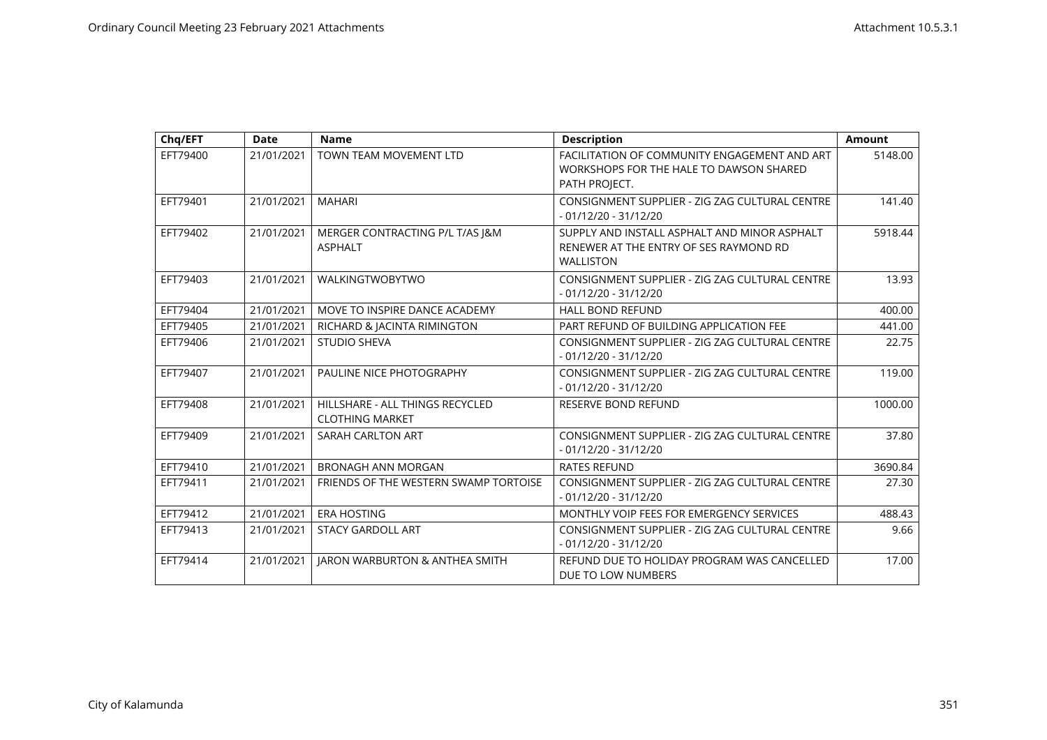| Chq/EFT | Date | Name | Description | Amount |
|---|---|---|---|---|
| EFT79400 | 21/01/2021 | TOWN TEAM MOVEMENT LTD | FACILITATION OF COMMUNITY ENGAGEMENT AND ART WORKSHOPS FOR THE HALE TO DAWSON SHARED PATH PROJECT. | 5148.00 |
| EFT79401 | 21/01/2021 | MAHARI | CONSIGNMENT SUPPLIER - ZIG ZAG CULTURAL CENTRE - 01/12/20 - 31/12/20 | 141.40 |
| EFT79402 | 21/01/2021 | MERGER CONTRACTING P/L T/AS J&M ASPHALT | SUPPLY AND INSTALL ASPHALT AND MINOR ASPHALT RENEWER AT THE ENTRY OF SES RAYMOND RD WALLISTON | 5918.44 |
| EFT79403 | 21/01/2021 | WALKINGTWOBYTWO | CONSIGNMENT SUPPLIER - ZIG ZAG CULTURAL CENTRE - 01/12/20 - 31/12/20 | 13.93 |
| EFT79404 | 21/01/2021 | MOVE TO INSPIRE DANCE ACADEMY | HALL BOND REFUND | 400.00 |
| EFT79405 | 21/01/2021 | RICHARD & JACINTA RIMINGTON | PART REFUND OF BUILDING APPLICATION FEE | 441.00 |
| EFT79406 | 21/01/2021 | STUDIO SHEVA | CONSIGNMENT SUPPLIER - ZIG ZAG CULTURAL CENTRE - 01/12/20 - 31/12/20 | 22.75 |
| EFT79407 | 21/01/2021 | PAULINE NICE PHOTOGRAPHY | CONSIGNMENT SUPPLIER - ZIG ZAG CULTURAL CENTRE - 01/12/20 - 31/12/20 | 119.00 |
| EFT79408 | 21/01/2021 | HILLSHARE - ALL THINGS RECYCLED CLOTHING MARKET | RESERVE BOND REFUND | 1000.00 |
| EFT79409 | 21/01/2021 | SARAH CARLTON ART | CONSIGNMENT SUPPLIER - ZIG ZAG CULTURAL CENTRE - 01/12/20 - 31/12/20 | 37.80 |
| EFT79410 | 21/01/2021 | BRONAGH ANN MORGAN | RATES REFUND | 3690.84 |
| EFT79411 | 21/01/2021 | FRIENDS OF THE WESTERN SWAMP TORTOISE | CONSIGNMENT SUPPLIER - ZIG ZAG CULTURAL CENTRE - 01/12/20 - 31/12/20 | 27.30 |
| EFT79412 | 21/01/2021 | ERA HOSTING | MONTHLY VOIP FEES FOR EMERGENCY SERVICES | 488.43 |
| EFT79413 | 21/01/2021 | STACY GARDOLL ART | CONSIGNMENT SUPPLIER - ZIG ZAG CULTURAL CENTRE - 01/12/20 - 31/12/20 | 9.66 |
| EFT79414 | 21/01/2021 | JARON WARBURTON & ANTHEA SMITH | REFUND DUE TO HOLIDAY PROGRAM WAS CANCELLED DUE TO LOW NUMBERS | 17.00 |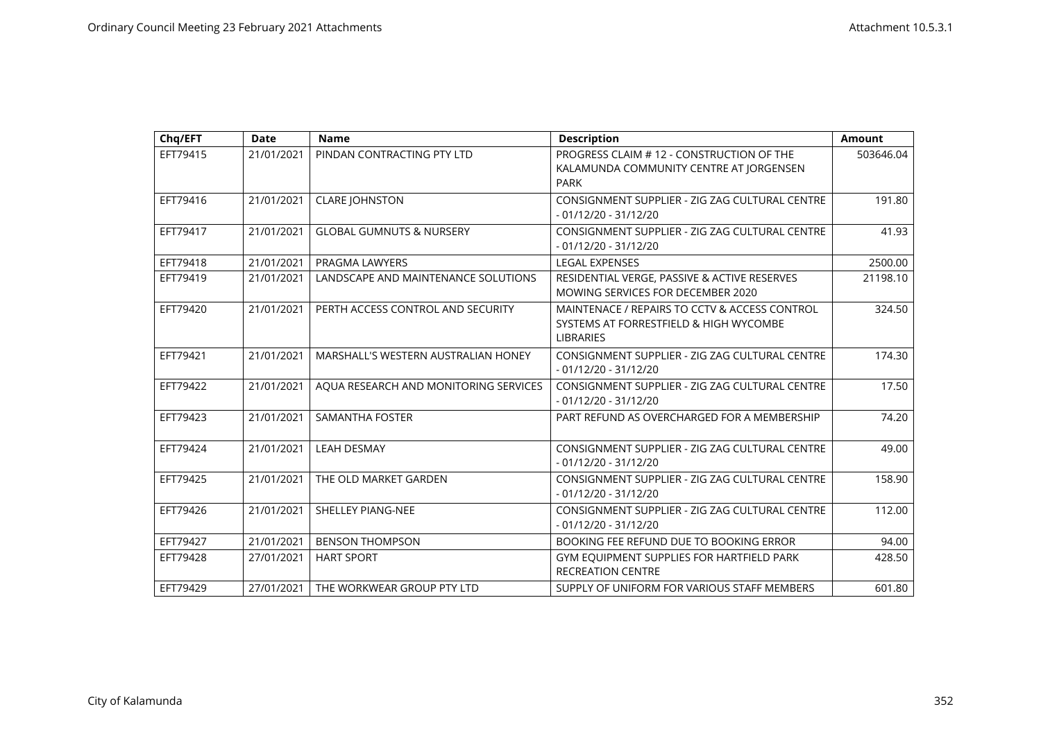| Chq/EFT | Date | Name | Description | Amount |
|---|---|---|---|---|
| EFT79415 | 21/01/2021 | PINDAN CONTRACTING PTY LTD | PROGRESS CLAIM # 12 - CONSTRUCTION OF THE KALAMUNDA COMMUNITY CENTRE AT JORGENSEN PARK | 503646.04 |
| EFT79416 | 21/01/2021 | CLARE JOHNSTON | CONSIGNMENT SUPPLIER - ZIG ZAG CULTURAL CENTRE - 01/12/20 - 31/12/20 | 191.80 |
| EFT79417 | 21/01/2021 | GLOBAL GUMNUTS & NURSERY | CONSIGNMENT SUPPLIER - ZIG ZAG CULTURAL CENTRE - 01/12/20 - 31/12/20 | 41.93 |
| EFT79418 | 21/01/2021 | PRAGMA LAWYERS | LEGAL EXPENSES | 2500.00 |
| EFT79419 | 21/01/2021 | LANDSCAPE AND MAINTENANCE SOLUTIONS | RESIDENTIAL VERGE, PASSIVE & ACTIVE RESERVES MOWING SERVICES FOR DECEMBER 2020 | 21198.10 |
| EFT79420 | 21/01/2021 | PERTH ACCESS CONTROL AND SECURITY | MAINTENACE / REPAIRS TO CCTV & ACCESS CONTROL SYSTEMS AT FORRESTFIELD & HIGH WYCOMBE LIBRARIES | 324.50 |
| EFT79421 | 21/01/2021 | MARSHALL'S WESTERN AUSTRALIAN HONEY | CONSIGNMENT SUPPLIER - ZIG ZAG CULTURAL CENTRE - 01/12/20 - 31/12/20 | 174.30 |
| EFT79422 | 21/01/2021 | AQUA RESEARCH AND MONITORING SERVICES | CONSIGNMENT SUPPLIER - ZIG ZAG CULTURAL CENTRE - 01/12/20 - 31/12/20 | 17.50 |
| EFT79423 | 21/01/2021 | SAMANTHA FOSTER | PART REFUND AS OVERCHARGED FOR A MEMBERSHIP | 74.20 |
| EFT79424 | 21/01/2021 | LEAH DESMAY | CONSIGNMENT SUPPLIER - ZIG ZAG CULTURAL CENTRE - 01/12/20 - 31/12/20 | 49.00 |
| EFT79425 | 21/01/2021 | THE OLD MARKET GARDEN | CONSIGNMENT SUPPLIER - ZIG ZAG CULTURAL CENTRE - 01/12/20 - 31/12/20 | 158.90 |
| EFT79426 | 21/01/2021 | SHELLEY PIANG-NEE | CONSIGNMENT SUPPLIER - ZIG ZAG CULTURAL CENTRE - 01/12/20 - 31/12/20 | 112.00 |
| EFT79427 | 21/01/2021 | BENSON THOMPSON | BOOKING FEE REFUND DUE TO BOOKING ERROR | 94.00 |
| EFT79428 | 27/01/2021 | HART SPORT | GYM EQUIPMENT SUPPLIES FOR HARTFIELD PARK RECREATION CENTRE | 428.50 |
| EFT79429 | 27/01/2021 | THE WORKWEAR GROUP PTY LTD | SUPPLY OF UNIFORM FOR VARIOUS STAFF MEMBERS | 601.80 |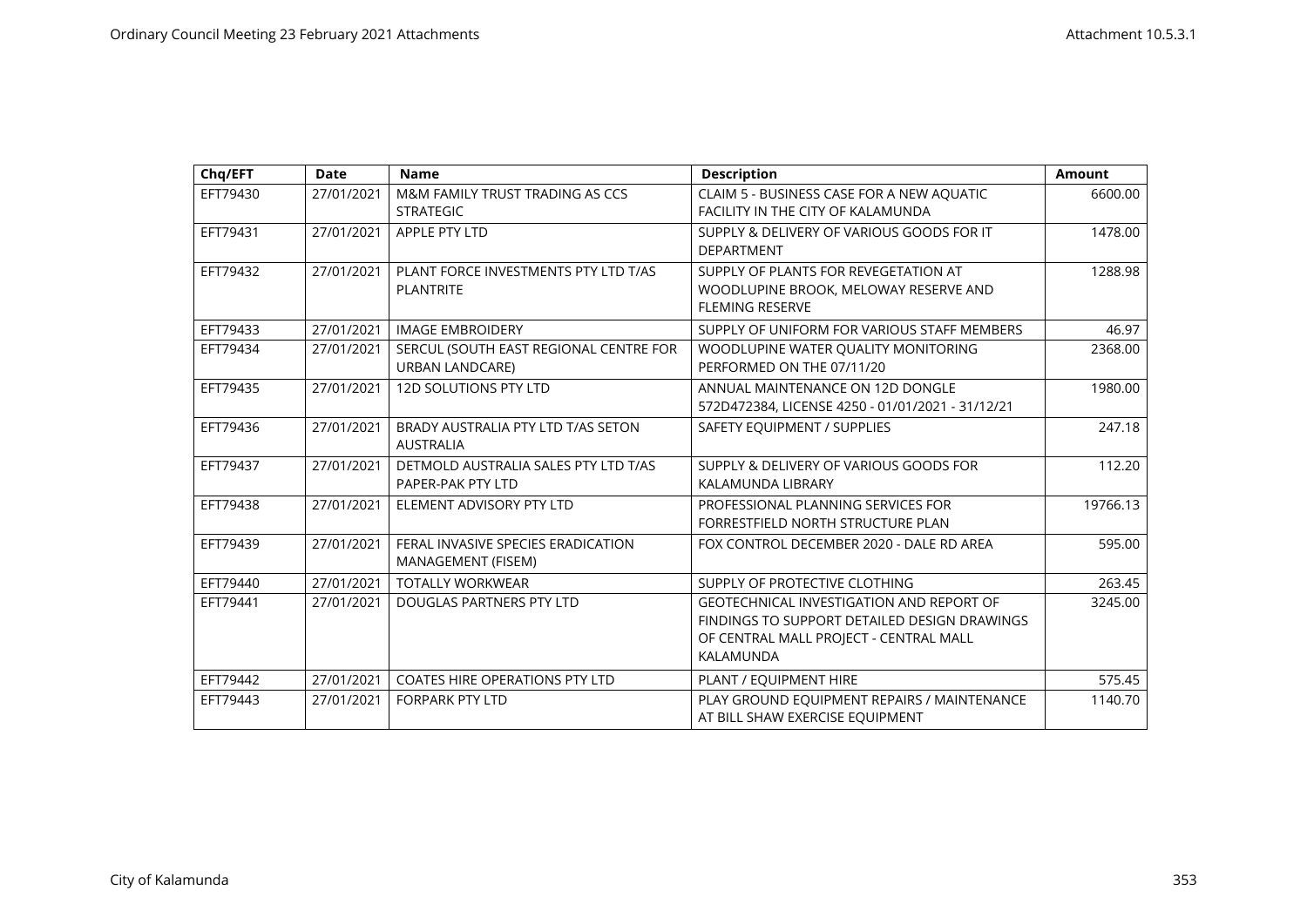| Chq/EFT | Date | Name | Description | Amount |
|---|---|---|---|---|
| EFT79430 | 27/01/2021 | M&M FAMILY TRUST TRADING AS CCS STRATEGIC | CLAIM 5 - BUSINESS CASE FOR A NEW AQUATIC FACILITY IN THE CITY OF KALAMUNDA | 6600.00 |
| EFT79431 | 27/01/2021 | APPLE PTY LTD | SUPPLY & DELIVERY OF VARIOUS GOODS FOR IT DEPARTMENT | 1478.00 |
| EFT79432 | 27/01/2021 | PLANT FORCE INVESTMENTS PTY LTD T/AS PLANTRITE | SUPPLY OF PLANTS FOR REVEGETATION AT WOODLUPINE BROOK, MELOWAY RESERVE AND FLEMING RESERVE | 1288.98 |
| EFT79433 | 27/01/2021 | IMAGE EMBROIDERY | SUPPLY OF UNIFORM FOR VARIOUS STAFF MEMBERS | 46.97 |
| EFT79434 | 27/01/2021 | SERCUL (SOUTH EAST REGIONAL CENTRE FOR URBAN LANDCARE) | WOODLUPINE WATER QUALITY MONITORING PERFORMED ON THE 07/11/20 | 2368.00 |
| EFT79435 | 27/01/2021 | 12D SOLUTIONS PTY LTD | ANNUAL MAINTENANCE ON 12D DONGLE 572D472384, LICENSE 4250 - 01/01/2021 - 31/12/21 | 1980.00 |
| EFT79436 | 27/01/2021 | BRADY AUSTRALIA PTY LTD T/AS SETON AUSTRALIA | SAFETY EQUIPMENT / SUPPLIES | 247.18 |
| EFT79437 | 27/01/2021 | DETMOLD AUSTRALIA SALES PTY LTD T/AS PAPER-PAK PTY LTD | SUPPLY & DELIVERY OF VARIOUS GOODS FOR KALAMUNDA LIBRARY | 112.20 |
| EFT79438 | 27/01/2021 | ELEMENT ADVISORY PTY LTD | PROFESSIONAL PLANNING SERVICES FOR FORRESTFIELD NORTH STRUCTURE PLAN | 19766.13 |
| EFT79439 | 27/01/2021 | FERAL INVASIVE SPECIES ERADICATION MANAGEMENT (FISEM) | FOX CONTROL DECEMBER 2020 - DALE RD AREA | 595.00 |
| EFT79440 | 27/01/2021 | TOTALLY WORKWEAR | SUPPLY OF PROTECTIVE CLOTHING | 263.45 |
| EFT79441 | 27/01/2021 | DOUGLAS PARTNERS PTY LTD | GEOTECHNICAL INVESTIGATION AND REPORT OF FINDINGS TO SUPPORT DETAILED DESIGN DRAWINGS OF CENTRAL MALL PROJECT - CENTRAL MALL KALAMUNDA | 3245.00 |
| EFT79442 | 27/01/2021 | COATES HIRE OPERATIONS PTY LTD | PLANT / EQUIPMENT HIRE | 575.45 |
| EFT79443 | 27/01/2021 | FORPARK PTY LTD | PLAY GROUND EQUIPMENT REPAIRS / MAINTENANCE AT BILL SHAW EXERCISE EQUIPMENT | 1140.70 |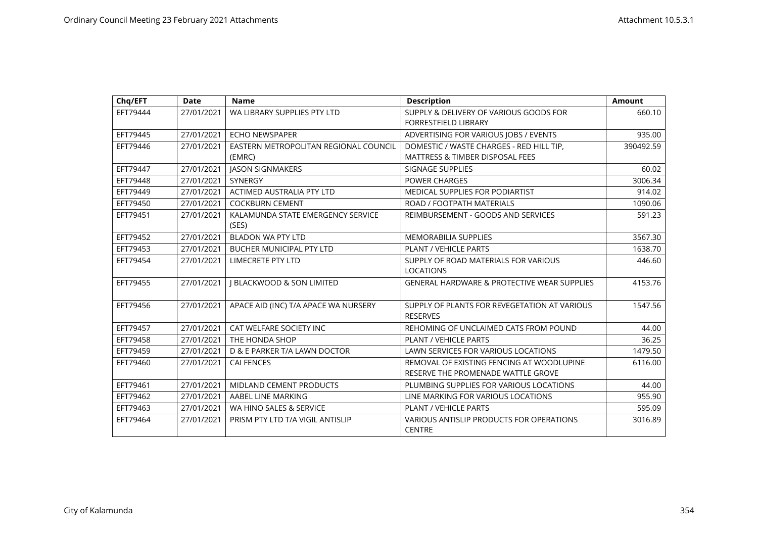| Chq/EFT | Date | Name | Description | Amount |
|---|---|---|---|---|
| EFT79444 | 27/01/2021 | WA LIBRARY SUPPLIES PTY LTD | SUPPLY & DELIVERY OF VARIOUS GOODS FOR FORRESTFIELD LIBRARY | 660.10 |
| EFT79445 | 27/01/2021 | ECHO NEWSPAPER | ADVERTISING FOR VARIOUS JOBS / EVENTS | 935.00 |
| EFT79446 | 27/01/2021 | EASTERN METROPOLITAN REGIONAL COUNCIL (EMRC) | DOMESTIC / WASTE CHARGES - RED HILL TIP, MATTRESS & TIMBER DISPOSAL FEES | 390492.59 |
| EFT79447 | 27/01/2021 | JASON SIGNMAKERS | SIGNAGE SUPPLIES | 60.02 |
| EFT79448 | 27/01/2021 | SYNERGY | POWER CHARGES | 3006.34 |
| EFT79449 | 27/01/2021 | ACTIMED AUSTRALIA PTY LTD | MEDICAL SUPPLIES FOR PODIARTIST | 914.02 |
| EFT79450 | 27/01/2021 | COCKBURN CEMENT | ROAD / FOOTPATH MATERIALS | 1090.06 |
| EFT79451 | 27/01/2021 | KALAMUNDA STATE EMERGENCY SERVICE (SES) | REIMBURSEMENT - GOODS AND SERVICES | 591.23 |
| EFT79452 | 27/01/2021 | BLADON WA PTY LTD | MEMORABILIA SUPPLIES | 3567.30 |
| EFT79453 | 27/01/2021 | BUCHER MUNICIPAL PTY LTD | PLANT / VEHICLE PARTS | 1638.70 |
| EFT79454 | 27/01/2021 | LIMECRETE PTY LTD | SUPPLY OF ROAD MATERIALS FOR VARIOUS LOCATIONS | 446.60 |
| EFT79455 | 27/01/2021 | J BLACKWOOD & SON LIMITED | GENERAL HARDWARE & PROTECTIVE WEAR SUPPLIES | 4153.76 |
| EFT79456 | 27/01/2021 | APACE AID (INC) T/A APACE WA NURSERY | SUPPLY OF PLANTS FOR REVEGETATION AT VARIOUS RESERVES | 1547.56 |
| EFT79457 | 27/01/2021 | CAT WELFARE SOCIETY INC | REHOMING OF UNCLAIMED CATS FROM POUND | 44.00 |
| EFT79458 | 27/01/2021 | THE HONDA SHOP | PLANT / VEHICLE PARTS | 36.25 |
| EFT79459 | 27/01/2021 | D & E PARKER T/A LAWN DOCTOR | LAWN SERVICES FOR VARIOUS LOCATIONS | 1479.50 |
| EFT79460 | 27/01/2021 | CAI FENCES | REMOVAL OF EXISTING FENCING AT WOODLUPINE RESERVE THE PROMENADE WATTLE GROVE | 6116.00 |
| EFT79461 | 27/01/2021 | MIDLAND CEMENT PRODUCTS | PLUMBING SUPPLIES FOR VARIOUS LOCATIONS | 44.00 |
| EFT79462 | 27/01/2021 | AABEL LINE MARKING | LINE MARKING FOR VARIOUS LOCATIONS | 955.90 |
| EFT79463 | 27/01/2021 | WA HINO SALES & SERVICE | PLANT / VEHICLE PARTS | 595.09 |
| EFT79464 | 27/01/2021 | PRISM PTY LTD T/A VIGIL ANTISLIP | VARIOUS ANTISLIP PRODUCTS FOR OPERATIONS CENTRE | 3016.89 |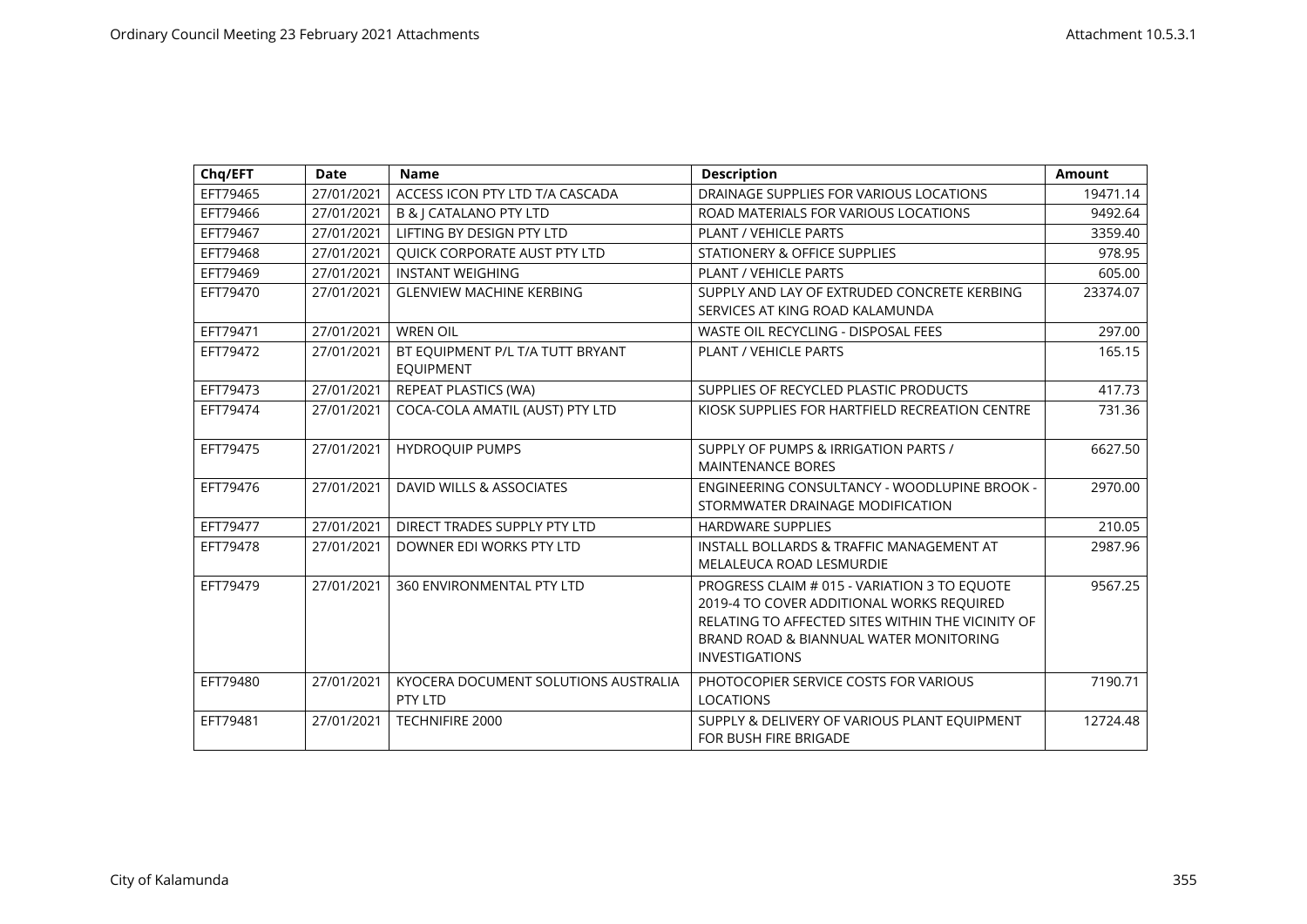| Chq/EFT | Date | Name | Description | Amount |
|---|---|---|---|---|
| EFT79465 | 27/01/2021 | ACCESS ICON PTY LTD T/A CASCADA | DRAINAGE SUPPLIES FOR VARIOUS LOCATIONS | 19471.14 |
| EFT79466 | 27/01/2021 | B & J CATALANO PTY LTD | ROAD MATERIALS FOR VARIOUS LOCATIONS | 9492.64 |
| EFT79467 | 27/01/2021 | LIFTING BY DESIGN PTY LTD | PLANT / VEHICLE PARTS | 3359.40 |
| EFT79468 | 27/01/2021 | QUICK CORPORATE AUST PTY LTD | STATIONERY & OFFICE SUPPLIES | 978.95 |
| EFT79469 | 27/01/2021 | INSTANT WEIGHING | PLANT / VEHICLE PARTS | 605.00 |
| EFT79470 | 27/01/2021 | GLENVIEW MACHINE KERBING | SUPPLY AND LAY OF EXTRUDED CONCRETE KERBING SERVICES AT KING ROAD KALAMUNDA | 23374.07 |
| EFT79471 | 27/01/2021 | WREN OIL | WASTE OIL RECYCLING - DISPOSAL FEES | 297.00 |
| EFT79472 | 27/01/2021 | BT EQUIPMENT P/L T/A TUTT BRYANT EQUIPMENT | PLANT / VEHICLE PARTS | 165.15 |
| EFT79473 | 27/01/2021 | REPEAT PLASTICS (WA) | SUPPLIES OF RECYCLED PLASTIC PRODUCTS | 417.73 |
| EFT79474 | 27/01/2021 | COCA-COLA AMATIL (AUST) PTY LTD | KIOSK SUPPLIES FOR HARTFIELD RECREATION CENTRE | 731.36 |
| EFT79475 | 27/01/2021 | HYDROQUIP PUMPS | SUPPLY OF PUMPS & IRRIGATION PARTS / MAINTENANCE BORES | 6627.50 |
| EFT79476 | 27/01/2021 | DAVID WILLS & ASSOCIATES | ENGINEERING CONSULTANCY - WOODLUPINE BROOK - STORMWATER DRAINAGE MODIFICATION | 2970.00 |
| EFT79477 | 27/01/2021 | DIRECT TRADES SUPPLY PTY LTD | HARDWARE SUPPLIES | 210.05 |
| EFT79478 | 27/01/2021 | DOWNER EDI WORKS PTY LTD | INSTALL BOLLARDS & TRAFFIC MANAGEMENT AT MELALEUCA ROAD LESMURDIE | 2987.96 |
| EFT79479 | 27/01/2021 | 360 ENVIRONMENTAL PTY LTD | PROGRESS CLAIM # 015 - VARIATION 3 TO EQUOTE 2019-4 TO COVER ADDITIONAL WORKS REQUIRED RELATING TO AFFECTED SITES WITHIN THE VICINITY OF BRAND ROAD & BIANNUAL WATER MONITORING INVESTIGATIONS | 9567.25 |
| EFT79480 | 27/01/2021 | KYOCERA DOCUMENT SOLUTIONS AUSTRALIA PTY LTD | PHOTOCOPIER SERVICE COSTS FOR VARIOUS LOCATIONS | 7190.71 |
| EFT79481 | 27/01/2021 | TECHNIFIRE 2000 | SUPPLY & DELIVERY OF VARIOUS PLANT EQUIPMENT FOR BUSH FIRE BRIGADE | 12724.48 |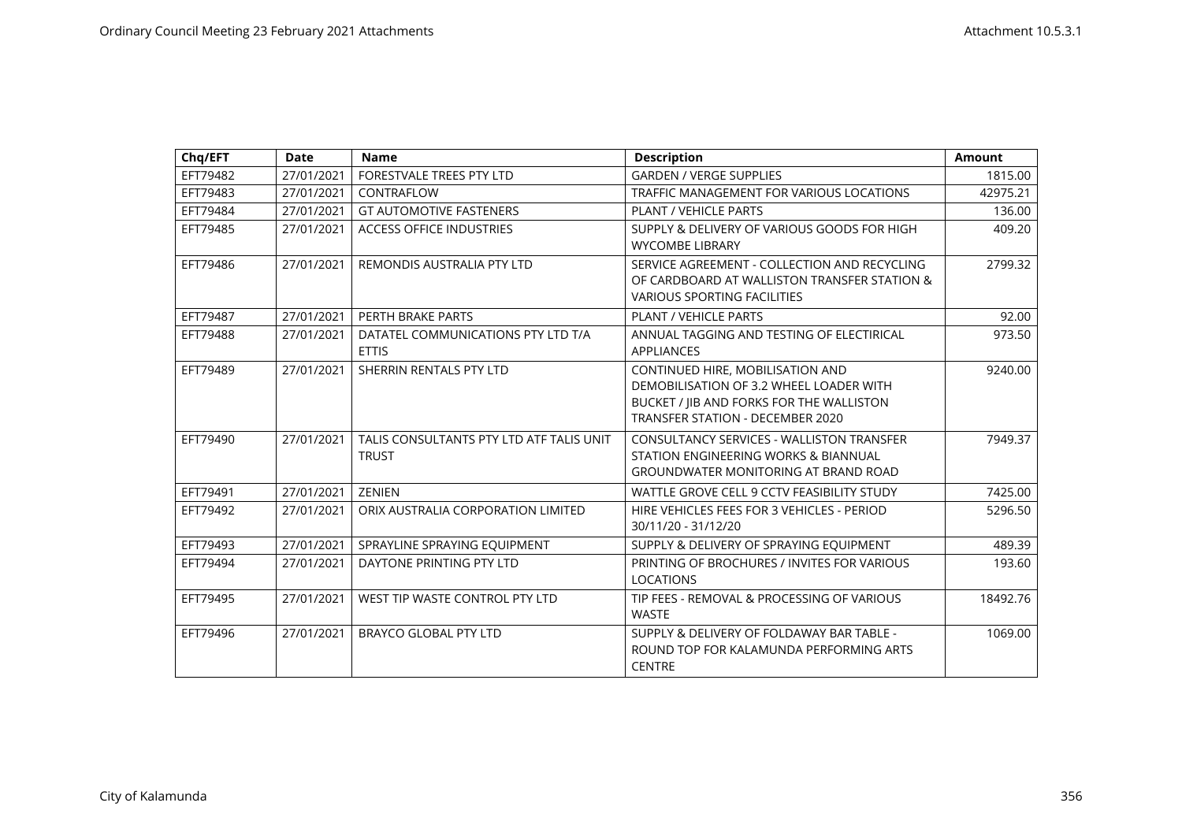| Chq/EFT | Date | Name | Description | Amount |
|---|---|---|---|---|
| EFT79482 | 27/01/2021 | FORESTVALE TREES PTY LTD | GARDEN / VERGE SUPPLIES | 1815.00 |
| EFT79483 | 27/01/2021 | CONTRAFLOW | TRAFFIC MANAGEMENT FOR VARIOUS LOCATIONS | 42975.21 |
| EFT79484 | 27/01/2021 | GT AUTOMOTIVE FASTENERS | PLANT / VEHICLE PARTS | 136.00 |
| EFT79485 | 27/01/2021 | ACCESS OFFICE INDUSTRIES | SUPPLY & DELIVERY OF VARIOUS GOODS FOR HIGH WYCOMBE LIBRARY | 409.20 |
| EFT79486 | 27/01/2021 | REMONDIS AUSTRALIA PTY LTD | SERVICE AGREEMENT - COLLECTION AND RECYCLING OF CARDBOARD AT WALLISTON TRANSFER STATION & VARIOUS SPORTING FACILITIES | 2799.32 |
| EFT79487 | 27/01/2021 | PERTH BRAKE PARTS | PLANT / VEHICLE PARTS | 92.00 |
| EFT79488 | 27/01/2021 | DATATEL COMMUNICATIONS PTY LTD T/A ETTIS | ANNUAL TAGGING AND TESTING OF ELECTIRICAL APPLIANCES | 973.50 |
| EFT79489 | 27/01/2021 | SHERRIN RENTALS PTY LTD | CONTINUED HIRE, MOBILISATION AND DEMOBILISATION OF 3.2 WHEEL LOADER WITH BUCKET / JIB AND FORKS FOR THE WALLISTON TRANSFER STATION - DECEMBER 2020 | 9240.00 |
| EFT79490 | 27/01/2021 | TALIS CONSULTANTS PTY LTD ATF TALIS UNIT TRUST | CONSULTANCY SERVICES - WALLISTON TRANSFER STATION ENGINEERING WORKS & BIANNUAL GROUNDWATER MONITORING AT BRAND ROAD | 7949.37 |
| EFT79491 | 27/01/2021 | ZENIEN | WATTLE GROVE CELL 9 CCTV FEASIBILITY STUDY | 7425.00 |
| EFT79492 | 27/01/2021 | ORIX AUSTRALIA CORPORATION LIMITED | HIRE VEHICLES FEES FOR 3 VEHICLES - PERIOD 30/11/20 - 31/12/20 | 5296.50 |
| EFT79493 | 27/01/2021 | SPRAYLINE SPRAYING EQUIPMENT | SUPPLY & DELIVERY OF SPRAYING EQUIPMENT | 489.39 |
| EFT79494 | 27/01/2021 | DAYTONE PRINTING PTY LTD | PRINTING OF BROCHURES / INVITES FOR VARIOUS LOCATIONS | 193.60 |
| EFT79495 | 27/01/2021 | WEST TIP WASTE CONTROL PTY LTD | TIP FEES - REMOVAL & PROCESSING OF VARIOUS WASTE | 18492.76 |
| EFT79496 | 27/01/2021 | BRAYCO GLOBAL PTY LTD | SUPPLY & DELIVERY OF FOLDAWAY BAR TABLE - ROUND TOP FOR KALAMUNDA PERFORMING ARTS CENTRE | 1069.00 |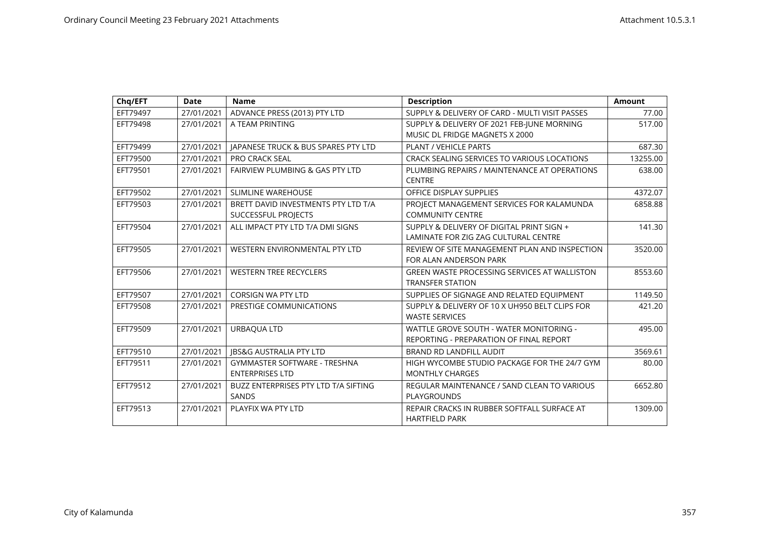| Chq/EFT | Date | Name | Description | Amount |
|---|---|---|---|---|
| EFT79497 | 27/01/2021 | ADVANCE PRESS (2013) PTY LTD | SUPPLY & DELIVERY OF CARD - MULTI VISIT PASSES | 77.00 |
| EFT79498 | 27/01/2021 | A TEAM PRINTING | SUPPLY & DELIVERY OF 2021 FEB-JUNE MORNING MUSIC DL FRIDGE MAGNETS X 2000 | 517.00 |
| EFT79499 | 27/01/2021 | JAPANESE TRUCK & BUS SPARES PTY LTD | PLANT / VEHICLE PARTS | 687.30 |
| EFT79500 | 27/01/2021 | PRO CRACK SEAL | CRACK SEALING SERVICES TO VARIOUS LOCATIONS | 13255.00 |
| EFT79501 | 27/01/2021 | FAIRVIEW PLUMBING & GAS PTY LTD | PLUMBING REPAIRS / MAINTENANCE AT OPERATIONS CENTRE | 638.00 |
| EFT79502 | 27/01/2021 | SLIMLINE WAREHOUSE | OFFICE DISPLAY SUPPLIES | 4372.07 |
| EFT79503 | 27/01/2021 | BRETT DAVID INVESTMENTS PTY LTD T/A SUCCESSFUL PROJECTS | PROJECT MANAGEMENT SERVICES FOR KALAMUNDA COMMUNITY CENTRE | 6858.88 |
| EFT79504 | 27/01/2021 | ALL IMPACT PTY LTD T/A DMI SIGNS | SUPPLY & DELIVERY OF DIGITAL PRINT SIGN + LAMINATE FOR ZIG ZAG CULTURAL CENTRE | 141.30 |
| EFT79505 | 27/01/2021 | WESTERN ENVIRONMENTAL PTY LTD | REVIEW OF SITE MANAGEMENT PLAN AND INSPECTION FOR ALAN ANDERSON PARK | 3520.00 |
| EFT79506 | 27/01/2021 | WESTERN TREE RECYCLERS | GREEN WASTE PROCESSING SERVICES AT WALLISTON TRANSFER STATION | 8553.60 |
| EFT79507 | 27/01/2021 | CORSIGN WA PTY LTD | SUPPLIES OF SIGNAGE AND RELATED EQUIPMENT | 1149.50 |
| EFT79508 | 27/01/2021 | PRESTIGE COMMUNICATIONS | SUPPLY & DELIVERY OF 10 X UH950 BELT CLIPS FOR WASTE SERVICES | 421.20 |
| EFT79509 | 27/01/2021 | URBAQUA LTD | WATTLE GROVE SOUTH - WATER MONITORING - REPORTING - PREPARATION OF FINAL REPORT | 495.00 |
| EFT79510 | 27/01/2021 | JBS&G AUSTRALIA PTY LTD | BRAND RD LANDFILL AUDIT | 3569.61 |
| EFT79511 | 27/01/2021 | GYMMASTER SOFTWARE - TRESHNA ENTERPRISES LTD | HIGH WYCOMBE STUDIO PACKAGE FOR THE 24/7 GYM MONTHLY CHARGES | 80.00 |
| EFT79512 | 27/01/2021 | BUZZ ENTERPRISES PTY LTD T/A SIFTING SANDS | REGULAR MAINTENANCE / SAND CLEAN TO VARIOUS PLAYGROUNDS | 6652.80 |
| EFT79513 | 27/01/2021 | PLAYFIX WA PTY LTD | REPAIR CRACKS IN RUBBER SOFTFALL SURFACE AT HARTFIELD PARK | 1309.00 |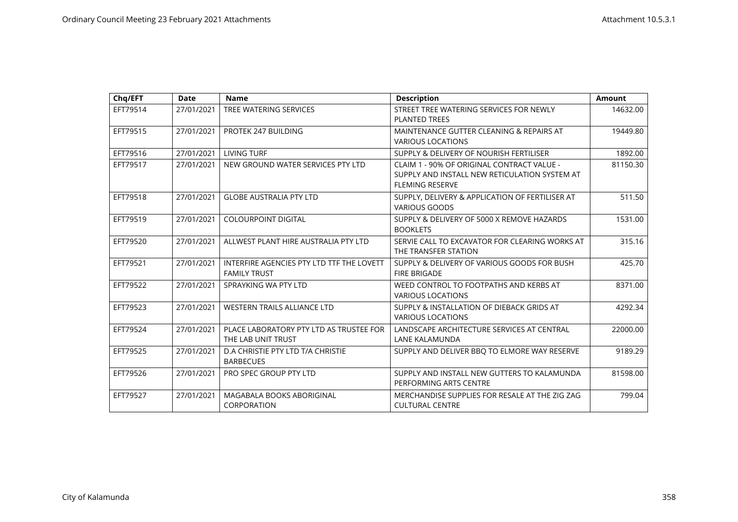| Chq/EFT | Date | Name | Description | Amount |
|---|---|---|---|---|
| EFT79514 | 27/01/2021 | TREE WATERING SERVICES | STREET TREE WATERING SERVICES FOR NEWLY PLANTED TREES | 14632.00 |
| EFT79515 | 27/01/2021 | PROTEK 247 BUILDING | MAINTENANCE GUTTER CLEANING & REPAIRS AT VARIOUS LOCATIONS | 19449.80 |
| EFT79516 | 27/01/2021 | LIVING TURF | SUPPLY & DELIVERY OF NOURISH FERTILISER | 1892.00 |
| EFT79517 | 27/01/2021 | NEW GROUND WATER SERVICES PTY LTD | CLAIM 1 - 90% OF ORIGINAL CONTRACT VALUE - SUPPLY AND INSTALL NEW RETICULATION SYSTEM AT FLEMING RESERVE | 81150.30 |
| EFT79518 | 27/01/2021 | GLOBE AUSTRALIA PTY LTD | SUPPLY, DELIVERY & APPLICATION OF FERTILISER AT VARIOUS GOODS | 511.50 |
| EFT79519 | 27/01/2021 | COLOURPOINT DIGITAL | SUPPLY & DELIVERY OF 5000 X REMOVE HAZARDS BOOKLETS | 1531.00 |
| EFT79520 | 27/01/2021 | ALLWEST PLANT HIRE AUSTRALIA PTY LTD | SERVIE CALL TO EXCAVATOR FOR CLEARING WORKS AT THE TRANSFER STATION | 315.16 |
| EFT79521 | 27/01/2021 | INTERFIRE AGENCIES PTY LTD TTF THE LOVETT FAMILY TRUST | SUPPLY & DELIVERY OF VARIOUS GOODS FOR BUSH FIRE BRIGADE | 425.70 |
| EFT79522 | 27/01/2021 | SPRAYKING WA PTY LTD | WEED CONTROL TO FOOTPATHS AND KERBS AT VARIOUS LOCATIONS | 8371.00 |
| EFT79523 | 27/01/2021 | WESTERN TRAILS ALLIANCE LTD | SUPPLY & INSTALLATION OF DIEBACK GRIDS AT VARIOUS LOCATIONS | 4292.34 |
| EFT79524 | 27/01/2021 | PLACE LABORATORY PTY LTD AS TRUSTEE FOR THE LAB UNIT TRUST | LANDSCAPE ARCHITECTURE SERVICES AT CENTRAL LANE KALAMUNDA | 22000.00 |
| EFT79525 | 27/01/2021 | D.A CHRISTIE PTY LTD T/A CHRISTIE BARBECUES | SUPPLY AND DELIVER BBQ TO ELMORE WAY RESERVE | 9189.29 |
| EFT79526 | 27/01/2021 | PRO SPEC GROUP PTY LTD | SUPPLY AND INSTALL NEW GUTTERS TO KALAMUNDA PERFORMING ARTS CENTRE | 81598.00 |
| EFT79527 | 27/01/2021 | MAGABALA BOOKS ABORIGINAL CORPORATION | MERCHANDISE SUPPLIES FOR RESALE AT THE ZIG ZAG CULTURAL CENTRE | 799.04 |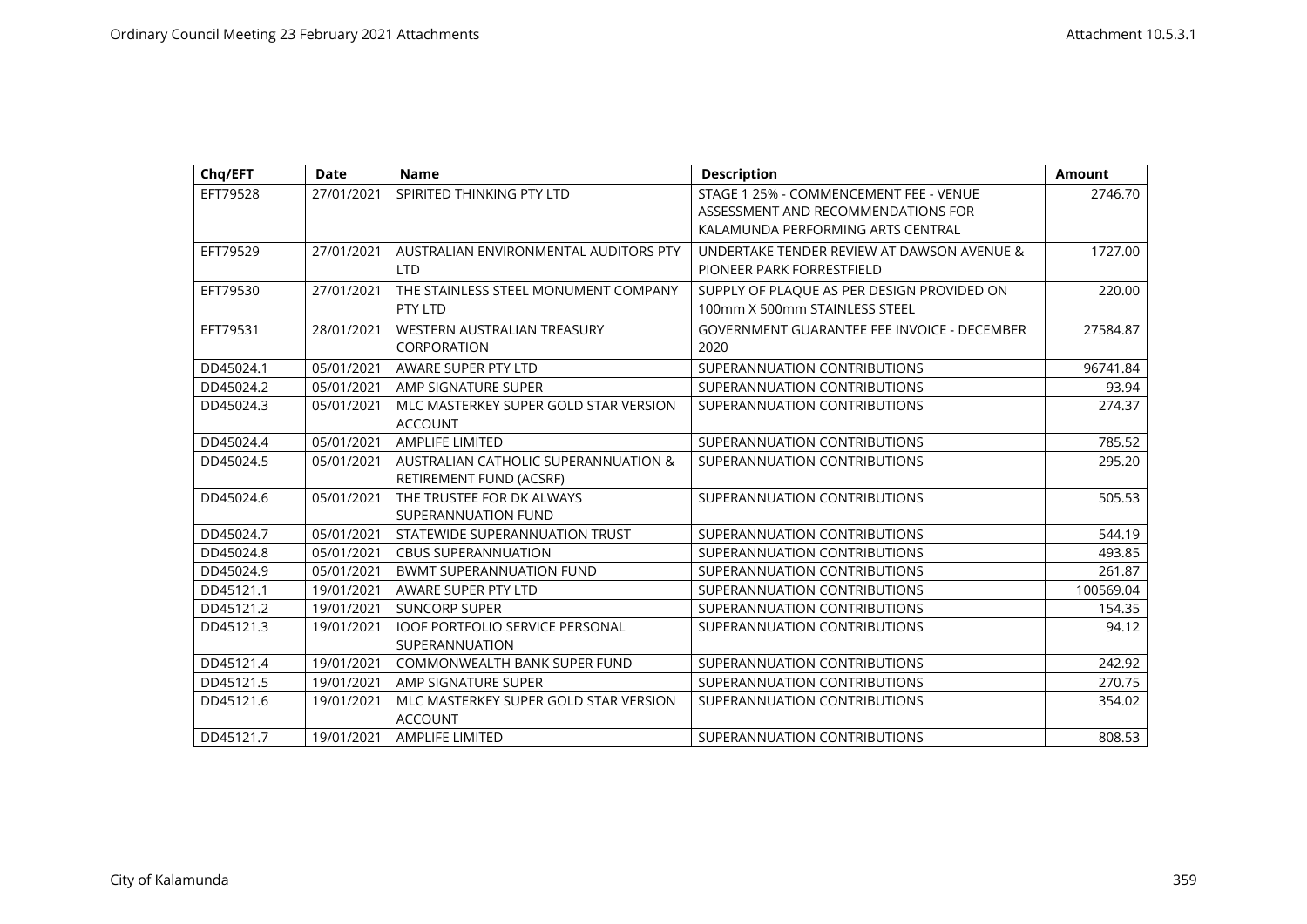| Chq/EFT | Date | Name | Description | Amount |
|---|---|---|---|---|
| EFT79528 | 27/01/2021 | SPIRITED THINKING PTY LTD | STAGE 1 25% - COMMENCEMENT FEE - VENUE ASSESSMENT AND RECOMMENDATIONS FOR KALAMUNDA PERFORMING ARTS CENTRAL | 2746.70 |
| EFT79529 | 27/01/2021 | AUSTRALIAN ENVIRONMENTAL AUDITORS PTY LTD | UNDERTAKE TENDER REVIEW AT DAWSON AVENUE & PIONEER PARK FORRESTFIELD | 1727.00 |
| EFT79530 | 27/01/2021 | THE STAINLESS STEEL MONUMENT COMPANY PTY LTD | SUPPLY OF PLAQUE AS PER DESIGN PROVIDED ON 100mm X 500mm STAINLESS STEEL | 220.00 |
| EFT79531 | 28/01/2021 | WESTERN AUSTRALIAN TREASURY CORPORATION | GOVERNMENT GUARANTEE FEE INVOICE - DECEMBER 2020 | 27584.87 |
| DD45024.1 | 05/01/2021 | AWARE SUPER PTY LTD | SUPERANNUATION CONTRIBUTIONS | 96741.84 |
| DD45024.2 | 05/01/2021 | AMP SIGNATURE SUPER | SUPERANNUATION CONTRIBUTIONS | 93.94 |
| DD45024.3 | 05/01/2021 | MLC MASTERKEY SUPER GOLD STAR VERSION ACCOUNT | SUPERANNUATION CONTRIBUTIONS | 274.37 |
| DD45024.4 | 05/01/2021 | AMPLIFE LIMITED | SUPERANNUATION CONTRIBUTIONS | 785.52 |
| DD45024.5 | 05/01/2021 | AUSTRALIAN CATHOLIC SUPERANNUATION & RETIREMENT FUND (ACSRF) | SUPERANNUATION CONTRIBUTIONS | 295.20 |
| DD45024.6 | 05/01/2021 | THE TRUSTEE FOR DK ALWAYS SUPERANNUATION FUND | SUPERANNUATION CONTRIBUTIONS | 505.53 |
| DD45024.7 | 05/01/2021 | STATEWIDE SUPERANNUATION TRUST | SUPERANNUATION CONTRIBUTIONS | 544.19 |
| DD45024.8 | 05/01/2021 | CBUS SUPERANNUATION | SUPERANNUATION CONTRIBUTIONS | 493.85 |
| DD45024.9 | 05/01/2021 | BWMT SUPERANNUATION FUND | SUPERANNUATION CONTRIBUTIONS | 261.87 |
| DD45121.1 | 19/01/2021 | AWARE SUPER PTY LTD | SUPERANNUATION CONTRIBUTIONS | 100569.04 |
| DD45121.2 | 19/01/2021 | SUNCORP SUPER | SUPERANNUATION CONTRIBUTIONS | 154.35 |
| DD45121.3 | 19/01/2021 | IOOF PORTFOLIO SERVICE PERSONAL SUPERANNUATION | SUPERANNUATION CONTRIBUTIONS | 94.12 |
| DD45121.4 | 19/01/2021 | COMMONWEALTH BANK SUPER FUND | SUPERANNUATION CONTRIBUTIONS | 242.92 |
| DD45121.5 | 19/01/2021 | AMP SIGNATURE SUPER | SUPERANNUATION CONTRIBUTIONS | 270.75 |
| DD45121.6 | 19/01/2021 | MLC MASTERKEY SUPER GOLD STAR VERSION ACCOUNT | SUPERANNUATION CONTRIBUTIONS | 354.02 |
| DD45121.7 | 19/01/2021 | AMPLIFE LIMITED | SUPERANNUATION CONTRIBUTIONS | 808.53 |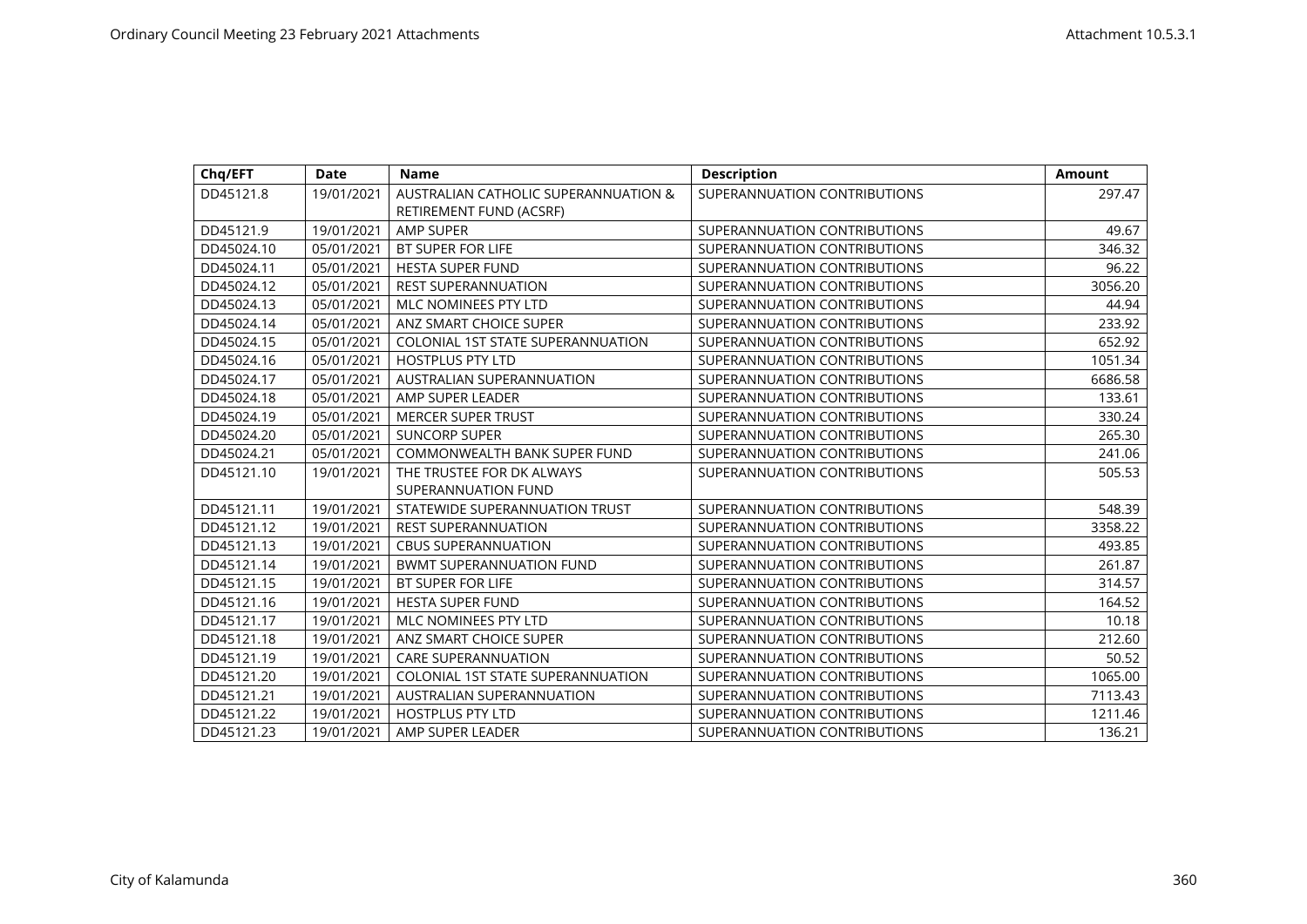| Chq/EFT | Date | Name | Description | Amount |
|---|---|---|---|---|
| DD45121.8 | 19/01/2021 | AUSTRALIAN CATHOLIC SUPERANNUATION & RETIREMENT FUND (ACSRF) | SUPERANNUATION CONTRIBUTIONS | 297.47 |
| DD45121.9 | 19/01/2021 | AMP SUPER | SUPERANNUATION CONTRIBUTIONS | 49.67 |
| DD45024.10 | 05/01/2021 | BT SUPER FOR LIFE | SUPERANNUATION CONTRIBUTIONS | 346.32 |
| DD45024.11 | 05/01/2021 | HESTA SUPER FUND | SUPERANNUATION CONTRIBUTIONS | 96.22 |
| DD45024.12 | 05/01/2021 | REST SUPERANNUATION | SUPERANNUATION CONTRIBUTIONS | 3056.20 |
| DD45024.13 | 05/01/2021 | MLC NOMINEES PTY LTD | SUPERANNUATION CONTRIBUTIONS | 44.94 |
| DD45024.14 | 05/01/2021 | ANZ SMART CHOICE SUPER | SUPERANNUATION CONTRIBUTIONS | 233.92 |
| DD45024.15 | 05/01/2021 | COLONIAL 1ST STATE SUPERANNUATION | SUPERANNUATION CONTRIBUTIONS | 652.92 |
| DD45024.16 | 05/01/2021 | HOSTPLUS PTY LTD | SUPERANNUATION CONTRIBUTIONS | 1051.34 |
| DD45024.17 | 05/01/2021 | AUSTRALIAN SUPERANNUATION | SUPERANNUATION CONTRIBUTIONS | 6686.58 |
| DD45024.18 | 05/01/2021 | AMP SUPER LEADER | SUPERANNUATION CONTRIBUTIONS | 133.61 |
| DD45024.19 | 05/01/2021 | MERCER SUPER TRUST | SUPERANNUATION CONTRIBUTIONS | 330.24 |
| DD45024.20 | 05/01/2021 | SUNCORP SUPER | SUPERANNUATION CONTRIBUTIONS | 265.30 |
| DD45024.21 | 05/01/2021 | COMMONWEALTH BANK SUPER FUND | SUPERANNUATION CONTRIBUTIONS | 241.06 |
| DD45121.10 | 19/01/2021 | THE TRUSTEE FOR DK ALWAYS SUPERANNUATION FUND | SUPERANNUATION CONTRIBUTIONS | 505.53 |
| DD45121.11 | 19/01/2021 | STATEWIDE SUPERANNUATION TRUST | SUPERANNUATION CONTRIBUTIONS | 548.39 |
| DD45121.12 | 19/01/2021 | REST SUPERANNUATION | SUPERANNUATION CONTRIBUTIONS | 3358.22 |
| DD45121.13 | 19/01/2021 | CBUS SUPERANNUATION | SUPERANNUATION CONTRIBUTIONS | 493.85 |
| DD45121.14 | 19/01/2021 | BWMT SUPERANNUATION FUND | SUPERANNUATION CONTRIBUTIONS | 261.87 |
| DD45121.15 | 19/01/2021 | BT SUPER FOR LIFE | SUPERANNUATION CONTRIBUTIONS | 314.57 |
| DD45121.16 | 19/01/2021 | HESTA SUPER FUND | SUPERANNUATION CONTRIBUTIONS | 164.52 |
| DD45121.17 | 19/01/2021 | MLC NOMINEES PTY LTD | SUPERANNUATION CONTRIBUTIONS | 10.18 |
| DD45121.18 | 19/01/2021 | ANZ SMART CHOICE SUPER | SUPERANNUATION CONTRIBUTIONS | 212.60 |
| DD45121.19 | 19/01/2021 | CARE SUPERANNUATION | SUPERANNUATION CONTRIBUTIONS | 50.52 |
| DD45121.20 | 19/01/2021 | COLONIAL 1ST STATE SUPERANNUATION | SUPERANNUATION CONTRIBUTIONS | 1065.00 |
| DD45121.21 | 19/01/2021 | AUSTRALIAN SUPERANNUATION | SUPERANNUATION CONTRIBUTIONS | 7113.43 |
| DD45121.22 | 19/01/2021 | HOSTPLUS PTY LTD | SUPERANNUATION CONTRIBUTIONS | 1211.46 |
| DD45121.23 | 19/01/2021 | AMP SUPER LEADER | SUPERANNUATION CONTRIBUTIONS | 136.21 |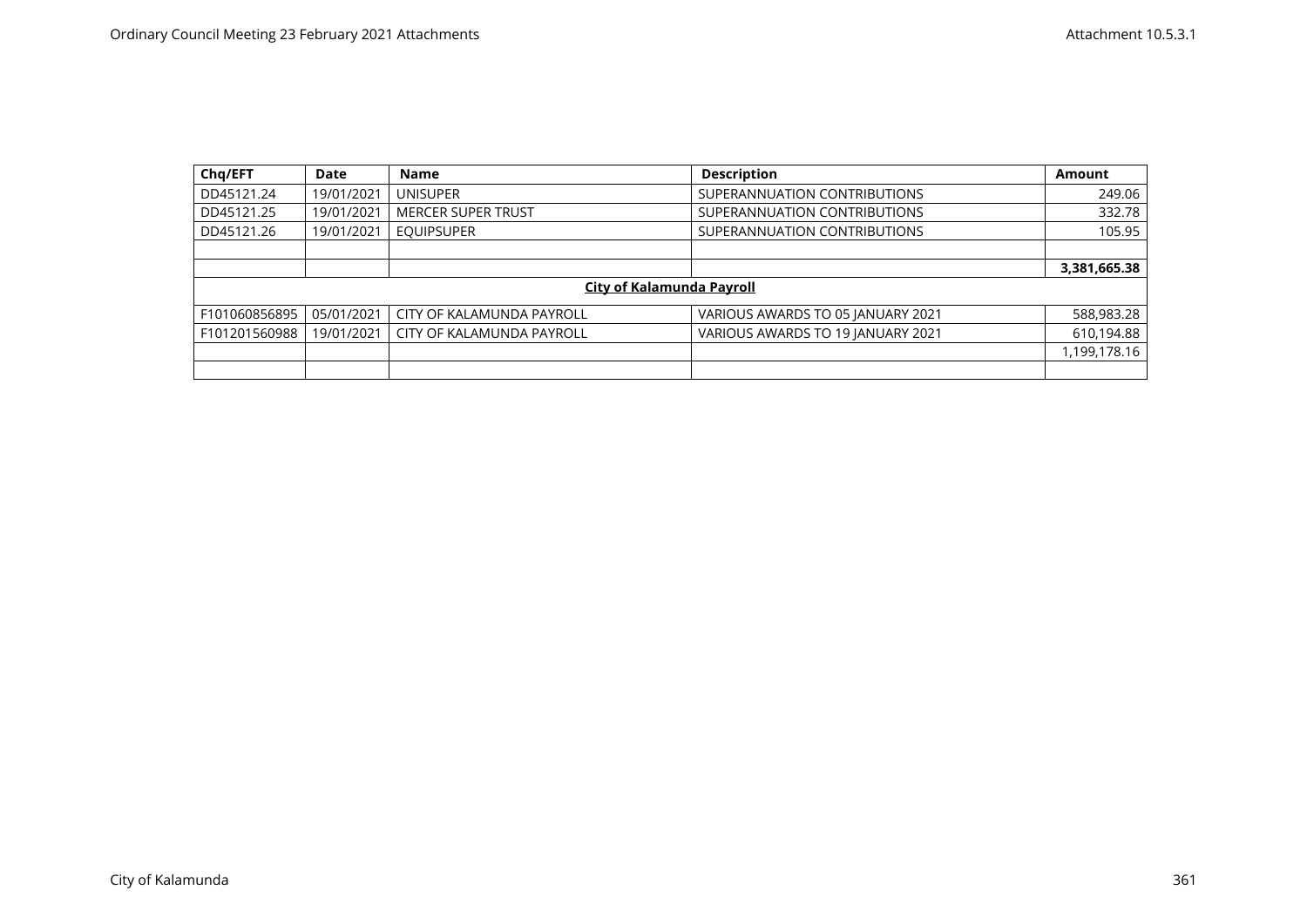| Chq/EFT | Date | Name | Description | Amount |
|---|---|---|---|---|
| DD45121.24 | 19/01/2021 | UNISUPER | SUPERANNUATION CONTRIBUTIONS | 249.06 |
| DD45121.25 | 19/01/2021 | MERCER SUPER TRUST | SUPERANNUATION CONTRIBUTIONS | 332.78 |
| DD45121.26 | 19/01/2021 | EQUIPSUPER | SUPERANNUATION CONTRIBUTIONS | 105.95 |
| | | | | |
| | | | | **3,381,665.38** |
| **City of Kalamunda Payroll** | | | | |
| F101060856895 | 05/01/2021 | CITY OF KALAMUNDA PAYROLL | VARIOUS AWARDS TO 05 JANUARY 2021 | 588,983.28 |
| F101201560988 | 19/01/2021 | CITY OF KALAMUNDA PAYROLL | VARIOUS AWARDS TO 19 JANUARY 2021 | 610,194.88 |
| | | | | 1,199,178.16 |
| | | | | |